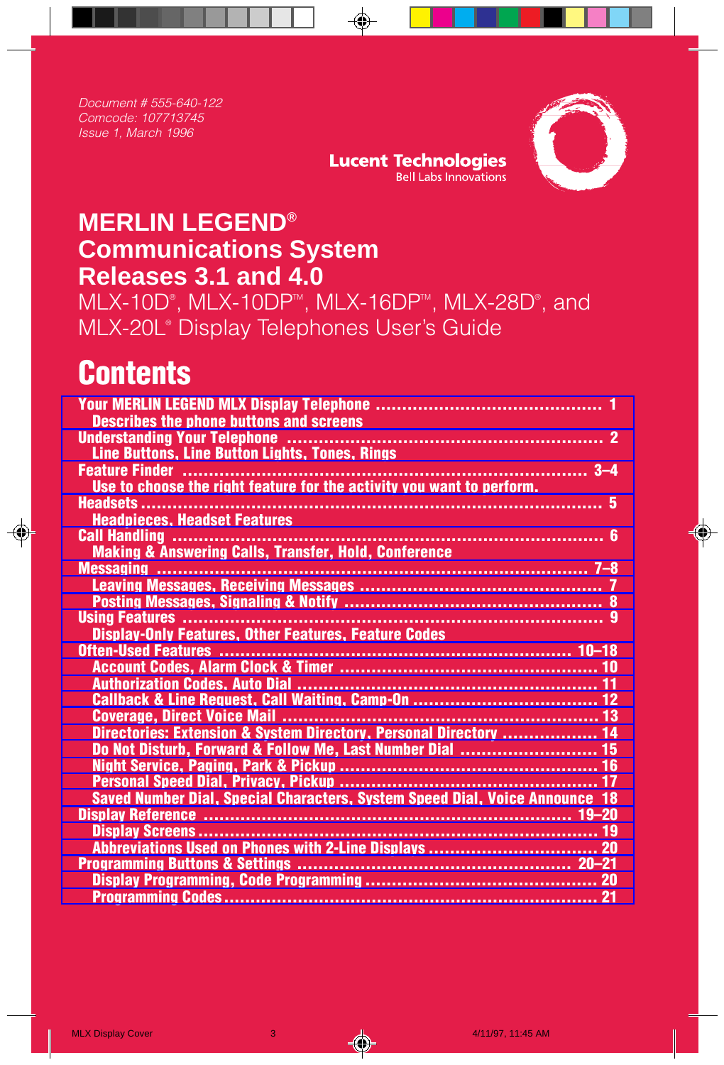Document # 555-640-122
Comcode: 107713745
Issue 1, March 1996

Lucent Technologies
Bell Labs Innovations

# MERLIN LEGEND® Communications System Releases 3.1 and 4.0

MLX-10D®, MLX-10DP™, MLX-16DP™, MLX-28D®, and MLX-20L® Display Telephones User's Guide

# Contents

| | |
|---|---|
| **Your MERLIN LEGEND MLX Display Telephone** — Describes the phone buttons and screens | 1 |
| **Understanding Your Telephone** — Line Buttons, Line Button Lights, Tones, Rings | 2 |
| **Feature Finder** — Use to choose the right feature for the activity you want to perform. | 3–4 |
| **Headsets** — Headpieces, Headset Features | 5 |
| **Call Handling** — Making & Answering Calls, Transfer, Hold, Conference | 6 |
| **Messaging** | 7–8 |
| Leaving Messages, Receiving Messages | 7 |
| Posting Messages, Signaling & Notify | 8 |
| **Using Features** — Display-Only Features, Other Features, Feature Codes | 9 |
| **Often-Used Features** | 10–18 |
| Account Codes, Alarm Clock & Timer | 10 |
| Authorization Codes, Auto Dial | 11 |
| Callback & Line Request, Call Waiting, Camp-On | 12 |
| Coverage, Direct Voice Mail | 13 |
| Directories: Extension & System Directory, Personal Directory | 14 |
| Do Not Disturb, Forward & Follow Me, Last Number Dial | 15 |
| Night Service, Paging, Park & Pickup | 16 |
| Personal Speed Dial, Privacy, Pickup | 17 |
| Saved Number Dial, Special Characters, System Speed Dial, Voice Announce | 18 |
| **Display Reference** | 19–20 |
| Display Screens | 19 |
| Abbreviations Used on Phones with 2-Line Displays | 20 |
| **Programming Buttons & Settings** | 20–21 |
| Display Programming, Code Programming | 20 |
| Programming Codes | 21 |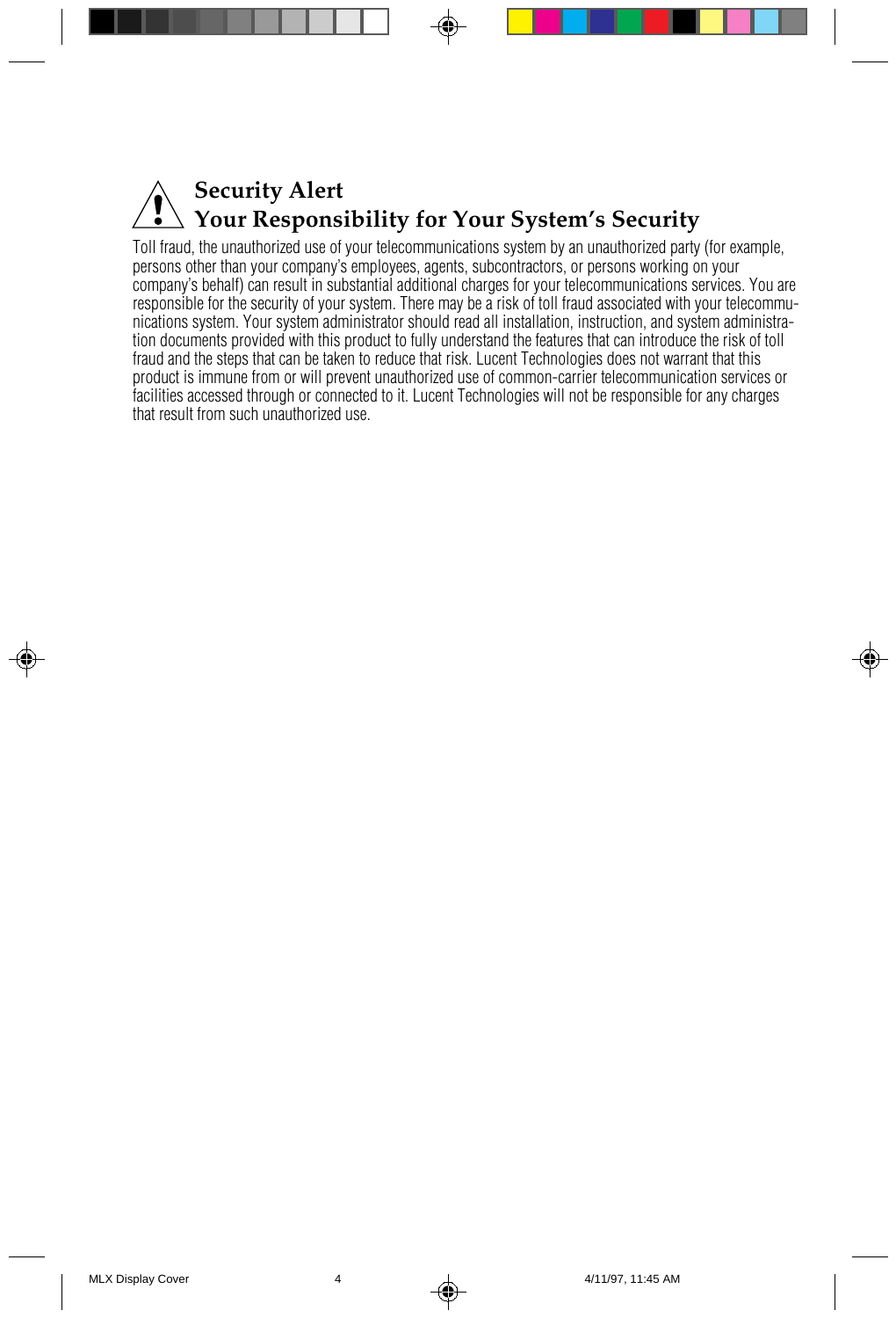# Security Alert
## Your Responsibility for Your System's Security

Toll fraud, the unauthorized use of your telecommunications system by an unauthorized party (for example, persons other than your company's employees, agents, subcontractors, or persons working on your company's behalf) can result in substantial additional charges for your telecommunications services. You are responsible for the security of your system. There may be a risk of toll fraud associated with your telecommunications system. Your system administrator should read all installation, instruction, and system administration documents provided with this product to fully understand the features that can introduce the risk of toll fraud and the steps that can be taken to reduce that risk. Lucent Technologies does not warrant that this product is immune from or will prevent unauthorized use of common-carrier telecommunication services or facilities accessed through or connected to it. Lucent Technologies will not be responsible for any charges that result from such unauthorized use.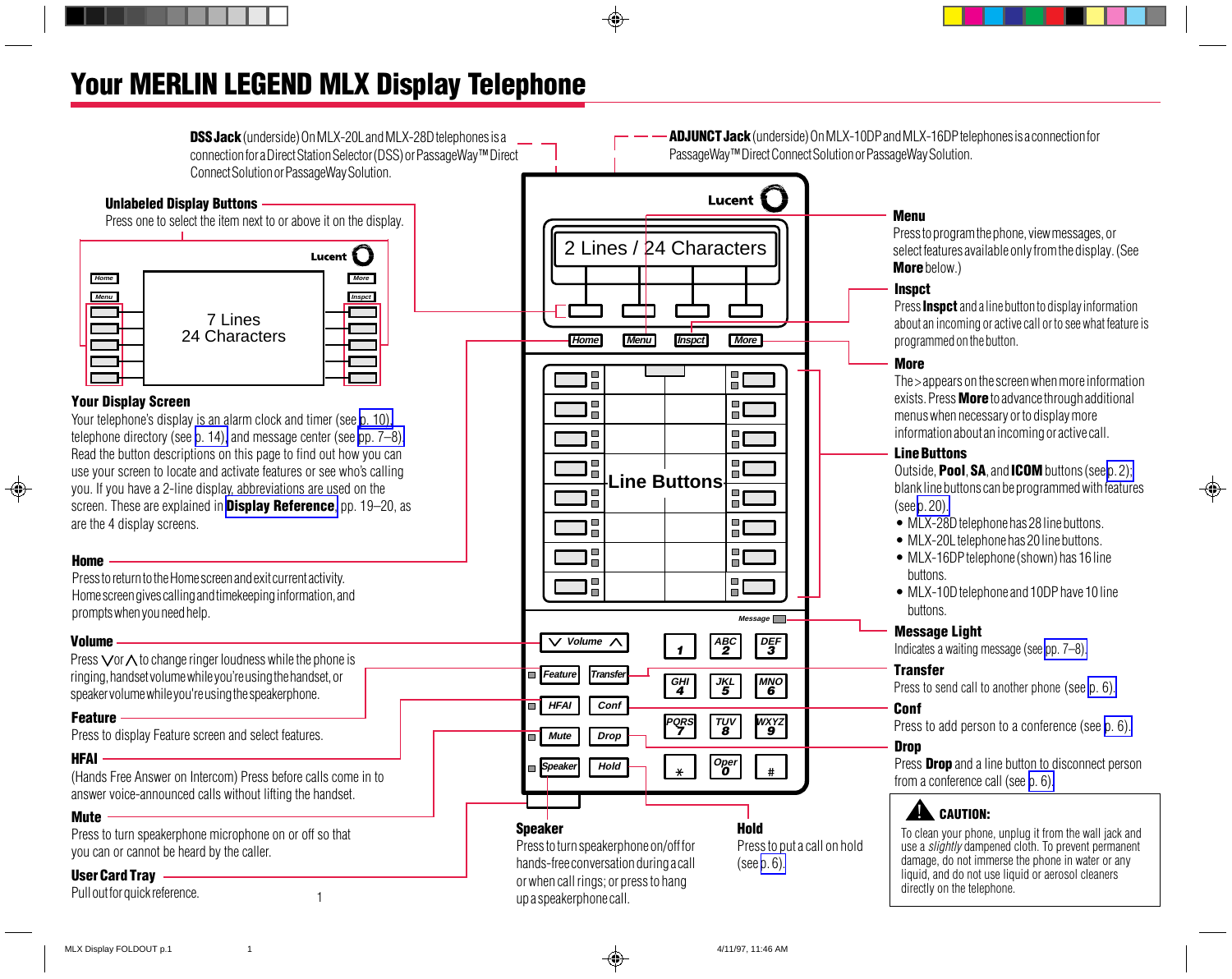# Your MERLIN LEGEND MLX Display Telephone

**DSS Jack** (underside) On MLX-20L and MLX-28D telephones is a connection for a Direct Station Selector (DSS) or PassageWay™ Direct Connect Solution or PassageWay Solution.

**ADJUNCT Jack** (underside) On MLX-10DP and MLX-16DP telephones is a connection for PassageWay™ Direct Connect Solution or PassageWay Solution.

**Unlabeled Display Buttons**
Press one to select the item next to or above it on the display.

**Your Display Screen**
Your telephone's display is an alarm clock and timer (see p. 10), telephone directory (see p. 14), and message center (see pp. 7–8). Read the button descriptions on this page to find out how you can use your screen to locate and activate features or see who's calling you. If you have a 2-line display, abbreviations are used on the screen. These are explained in **Display Reference**, pp. 19–20, as are the 4 display screens.

**Home**
Press to return to the Home screen and exit current activity. Home screen gives calling and timekeeping information, and prompts when you need help.

**Volume**
Press ∨ or ∧ to change ringer loudness while the phone is ringing, handset volume while you're using the handset, or speaker volume while you're using the speakerphone.

**Feature**
Press to display Feature screen and select features.

**HFAI**
(Hands Free Answer on Intercom) Press before calls come in to answer voice-announced calls without lifting the handset.

**Mute**
Press to turn speakerphone microphone on or off so that you can or cannot be heard by the caller.

**User Card Tray**
Pull out for quick reference.

**Speaker**
Press to turn speakerphone on/off for hands-free conversation during a call or when call rings; or press to hang up a speakerphone call.

**Hold**
Press to put a call on hold (see p. 6).

**Menu**
Press to program the phone, view messages, or select features available only from the display. (See **More** below.)

**Inspct**
Press **Inspct** and a line button to display information about an incoming or active call or to see what feature is programmed on the button.

**More**
The > appears on the screen when more information exists. Press **More** to advance through additional menus when necessary or to display more information about an incoming or active call.

**Line Buttons**
Outside, **Pool**, **SA**, and **ICOM** buttons (see p. 2); blank line buttons can be programmed with features (see p. 20).

- MLX-28D telephone has 28 line buttons.
- MLX-20L telephone has 20 line buttons.
- MLX-16DP telephone (shown) has 16 line buttons.
- MLX-10D telephone and 10DP have 10 line buttons.

**Message Light**
Indicates a waiting message (see pp. 7–8).

**Transfer**
Press to send call to another phone (see p. 6).

**Conf**
Press to add person to a conference (see p. 6).

**Drop**
Press **Drop** and a line button to disconnect person from a conference call (see p. 6).

> **⚠ CAUTION:**
> To clean your phone, unplug it from the wall jack and use a *slightly* dampened cloth. To prevent permanent damage, do not immerse the phone in water or any liquid, and do not use liquid or aerosol cleaners directly on the telephone.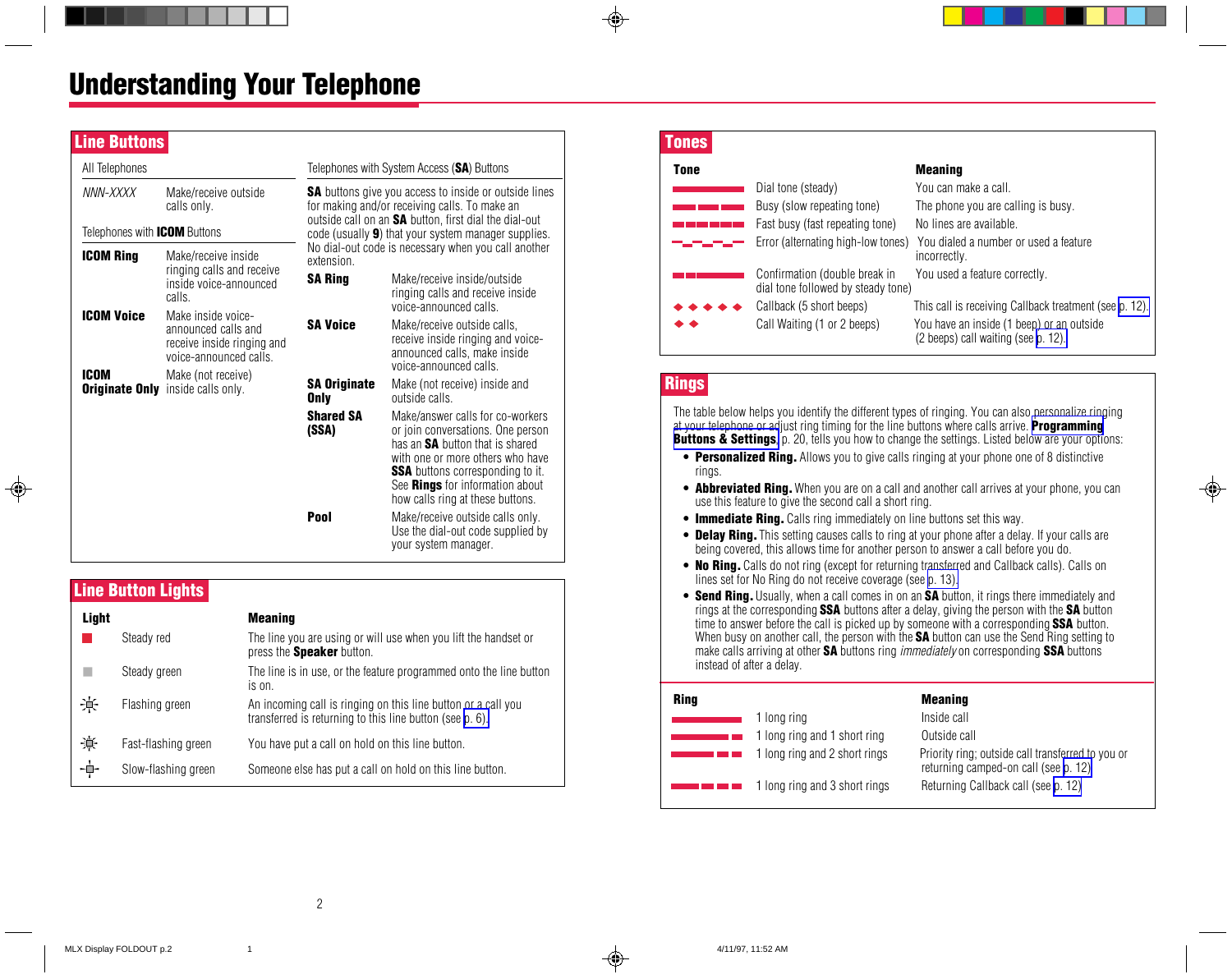# Understanding Your Telephone

## Line Buttons

| All Telephones | |
|---|---|
| *NNN-XXXX* | Make/receive outside calls only. |

| Telephones with **ICOM** Buttons | |
|---|---|
| **ICOM Ring** | Make/receive inside ringing calls and receive inside voice-announced calls. |
| **ICOM Voice** | Make inside voice-announced calls and receive inside ringing and voice-announced calls. |
| **ICOM Originate Only** | Make (not receive) inside calls only. |

Telephones with System Access (**SA**) Buttons

**SA** buttons give you access to inside or outside lines for making and/or receiving calls. To make an outside call on an **SA** button, first dial the dial-out code (usually **9**) that your system manager supplies. No dial-out code is necessary when you call another extension.

| | |
|---|---|
| **SA Ring** | Make/receive inside/outside ringing calls and receive inside voice-announced calls. |
| **SA Voice** | Make/receive outside calls, receive inside ringing and voice-announced calls, make inside voice-announced calls. |
| **SA Originate Only** | Make (not receive) inside and outside calls. |
| **Shared SA (SSA)** | Make/answer calls for co-workers or join conversations. One person has an **SA** button that is shared with one or more others who have **SSA** buttons corresponding to it. See **Rings** for information about how calls ring at these buttons. |
| **Pool** | Make/receive outside calls only. Use the dial-out code supplied by your system manager. |

## Line Button Lights

| Light | | Meaning |
|---|---|---|
| ■ | Steady red | The line you are using or will use when you lift the handset or press the **Speaker** button. |
| ■ | Steady green | The line is in use, or the feature programmed onto the line button is on. |
| | Flashing green | An incoming call is ringing on this line button or a call you transferred is returning to this line button (see p. 6). |
| | Fast-flashing green | You have put a call on hold on this line button. |
| | Slow-flashing green | Someone else has put a call on hold on this line button. |

## Tones

| Tone | | Meaning |
|---|---|---|
| | Dial tone (steady) | You can make a call. |
| | Busy (slow repeating tone) | The phone you are calling is busy. |
| | Fast busy (fast repeating tone) | No lines are available. |
| | Error (alternating high-low tones) | You dialed a number or used a feature incorrectly. |
| | Confirmation (double break in dial tone followed by steady tone) | You used a feature correctly. |
| ◆ ◆ ◆ ◆ ◆ | Callback (5 short beeps) | This call is receiving Callback treatment (see p. 12). |
| ◆ ◆ | Call Waiting (1 or 2 beeps) | You have an inside (1 beep) or an outside (2 beeps) call waiting (see p. 12). |

## Rings

The table below helps you identify the different types of ringing. You can also personalize ringing at your telephone or adjust ring timing for the line buttons where calls arrive. **Programming Buttons & Settings**, p. 20, tells you how to change the settings. Listed below are your options:

- **Personalized Ring.** Allows you to give calls ringing at your phone one of 8 distinctive rings.
- **Abbreviated Ring.** When you are on a call and another call arrives at your phone, you can use this feature to give the second call a short ring.
- **Immediate Ring.** Calls ring immediately on line buttons set this way.
- **Delay Ring.** This setting causes calls to ring at your phone after a delay. If your calls are being covered, this allows time for another person to answer a call before you do.
- **No Ring.** Calls do not ring (except for returning transferred and Callback calls). Calls on lines set for No Ring do not receive coverage (see p. 13).
- **Send Ring.** Usually, when a call comes in on an **SA** button, it rings there immediately and rings at the corresponding **SSA** buttons after a delay, giving the person with the **SA** button time to answer before the call is picked up by someone with a corresponding **SSA** button. When busy on another call, the person with the **SA** button can use the Send Ring setting to make calls arriving at other **SA** buttons ring *immediately* on corresponding **SSA** buttons instead of after a delay.

| Ring | | Meaning |
|---|---|---|
| | 1 long ring | Inside call |
| | 1 long ring and 1 short ring | Outside call |
| | 1 long ring and 2 short rings | Priority ring; outside call transferred to you or returning camped-on call (see p. 12) |
| | 1 long ring and 3 short rings | Returning Callback call (see p. 12) |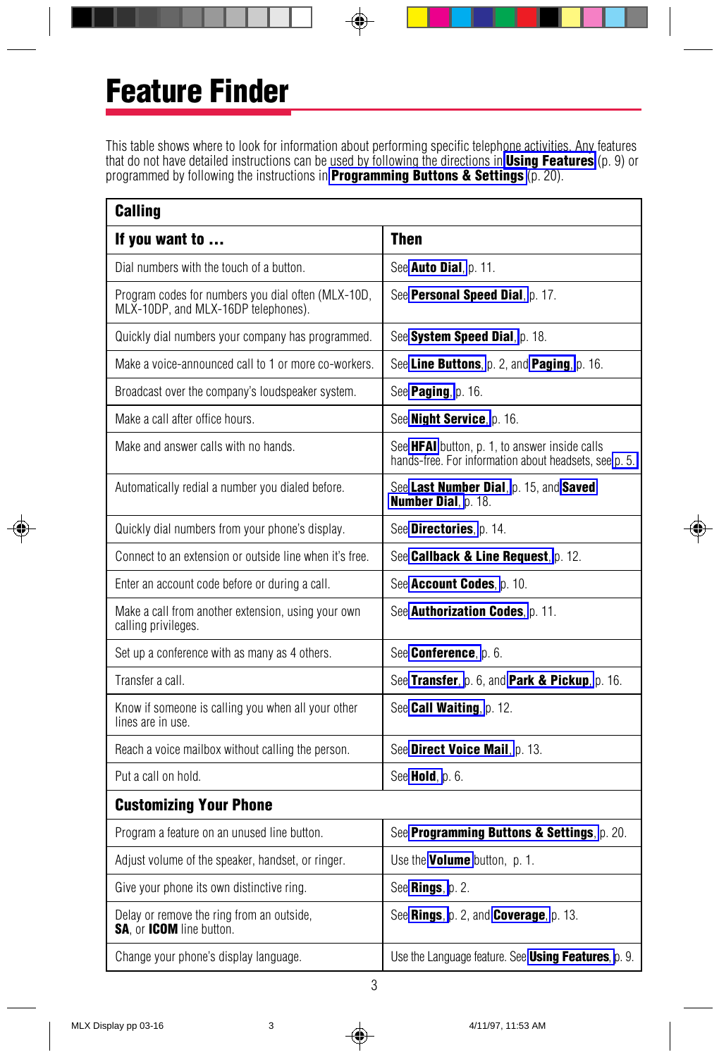# Feature Finder

This table shows where to look for information about performing specific telephone activities. Any features that do not have detailed instructions can be used by following the directions in **Using Features** (p. 9) or programmed by following the instructions in **Programming Buttons & Settings** (p. 20).

| **Calling** | |
|---|---|
| **If you want to ...** | **Then** |
| Dial numbers with the touch of a button. | See **Auto Dial**, p. 11. |
| Program codes for numbers you dial often (MLX-10D, MLX-10DP, and MLX-16DP telephones). | See **Personal Speed Dial**, p. 17. |
| Quickly dial numbers your company has programmed. | See **System Speed Dial**, p. 18. |
| Make a voice-announced call to 1 or more co-workers. | See **Line Buttons**, p. 2, and **Paging**, p. 16. |
| Broadcast over the company's loudspeaker system. | See **Paging**, p. 16. |
| Make a call after office hours. | See **Night Service**, p. 16. |
| Make and answer calls with no hands. | See **HFAI** button, p. 1, to answer inside calls hands-free. For information about headsets, see p. 5. |
| Automatically redial a number you dialed before. | See **Last Number Dial**, p. 15, and **Saved Number Dial**, p. 18. |
| Quickly dial numbers from your phone's display. | See **Directories**, p. 14. |
| Connect to an extension or outside line when it's free. | See **Callback & Line Request**, p. 12. |
| Enter an account code before or during a call. | See **Account Codes**, p. 10. |
| Make a call from another extension, using your own calling privileges. | See **Authorization Codes**, p. 11. |
| Set up a conference with as many as 4 others. | See **Conference**, p. 6. |
| Transfer a call. | See **Transfer**, p. 6, and **Park & Pickup**, p. 16. |
| Know if someone is calling you when all your other lines are in use. | See **Call Waiting**, p. 12. |
| Reach a voice mailbox without calling the person. | See **Direct Voice Mail**, p. 13. |
| Put a call on hold. | See **Hold**, p. 6. |
| **Customizing Your Phone** | |
| Program a feature on an unused line button. | See **Programming Buttons & Settings**, p. 20. |
| Adjust volume of the speaker, handset, or ringer. | Use the **Volume** button, p. 1. |
| Give your phone its own distinctive ring. | See **Rings**, p. 2. |
| Delay or remove the ring from an outside, **SA**, or **ICOM** line button. | See **Rings**, p. 2, and **Coverage**, p. 13. |
| Change your phone's display language. | Use the Language feature. See **Using Features**, p. 9. |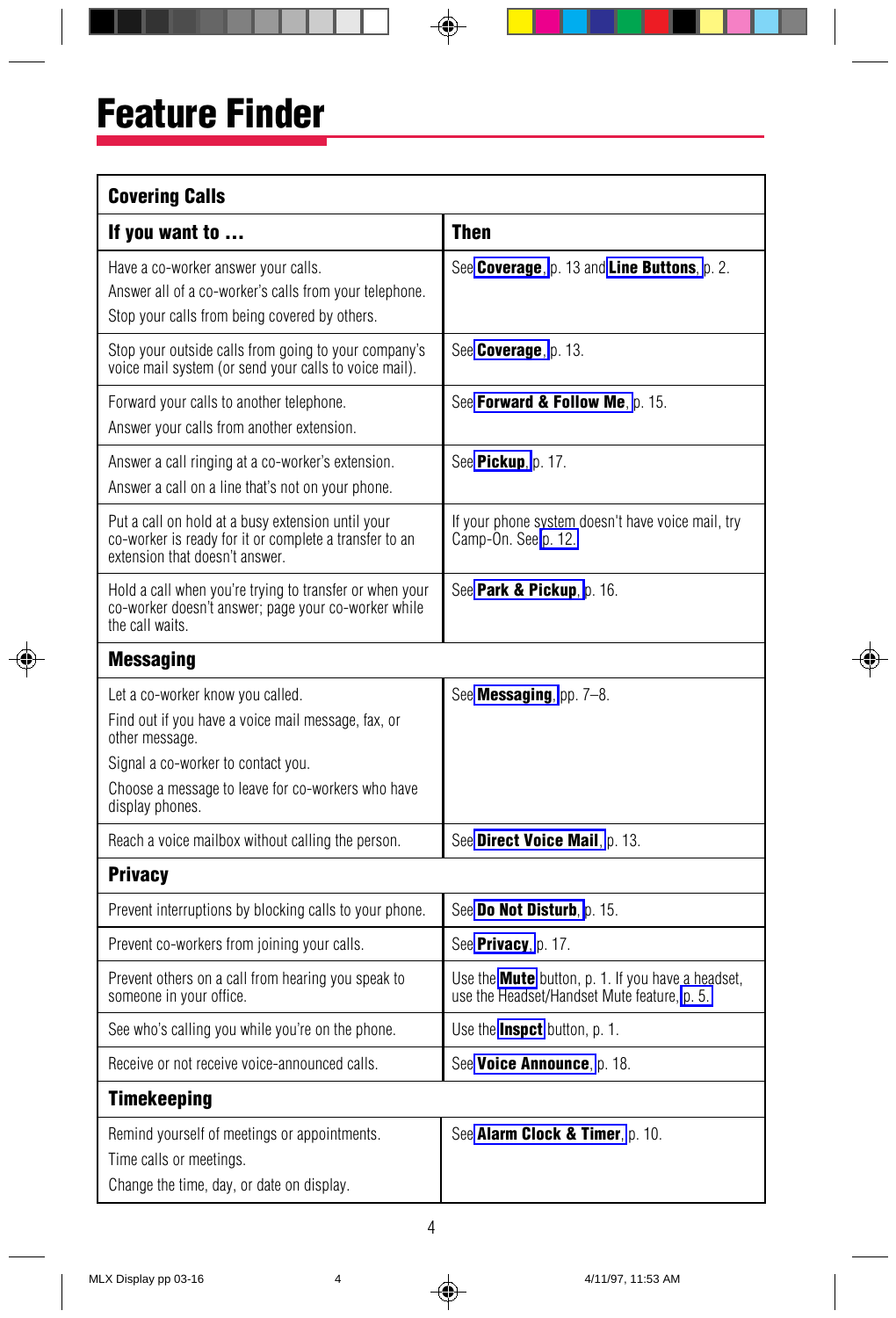# Feature Finder

## Covering Calls

| If you want to ... | Then |
|---|---|
| Have a co-worker answer your calls.<br>Answer all of a co-worker's calls from your telephone.<br>Stop your calls from being covered by others. | See **Coverage**, p. 13 and **Line Buttons**, p. 2. |
| Stop your outside calls from going to your company's voice mail system (or send your calls to voice mail). | See **Coverage**, p. 13. |
| Forward your calls to another telephone.<br>Answer your calls from another extension. | See **Forward & Follow Me**, p. 15. |
| Answer a call ringing at a co-worker's extension.<br>Answer a call on a line that's not on your phone. | See **Pickup**, p. 17. |
| Put a call on hold at a busy extension until your co-worker is ready for it or complete a transfer to an extension that doesn't answer. | If your phone system doesn't have voice mail, try Camp-On. See p. 12. |
| Hold a call when you're trying to transfer or when your co-worker doesn't answer; page your co-worker while the call waits. | See **Park & Pickup**, p. 16. |

## Messaging

| If you want to ... | Then |
|---|---|
| Let a co-worker know you called.<br>Find out if you have a voice mail message, fax, or other message.<br>Signal a co-worker to contact you.<br>Choose a message to leave for co-workers who have display phones. | See **Messaging**, pp. 7–8. |
| Reach a voice mailbox without calling the person. | See **Direct Voice Mail**, p. 13. |

## Privacy

| If you want to ... | Then |
|---|---|
| Prevent interruptions by blocking calls to your phone. | See **Do Not Disturb**, p. 15. |
| Prevent co-workers from joining your calls. | See **Privacy**, p. 17. |
| Prevent others on a call from hearing you speak to someone in your office. | Use the **Mute** button, p. 1. If you have a headset, use the Headset/Handset Mute feature, p. 5. |
| See who's calling you while you're on the phone. | Use the **Inspct** button, p. 1. |
| Receive or not receive voice-announced calls. | See **Voice Announce**, p. 18. |

## Timekeeping

| If you want to ... | Then |
|---|---|
| Remind yourself of meetings or appointments.<br>Time calls or meetings.<br>Change the time, day, or date on display. | See **Alarm Clock & Timer**, p. 10. |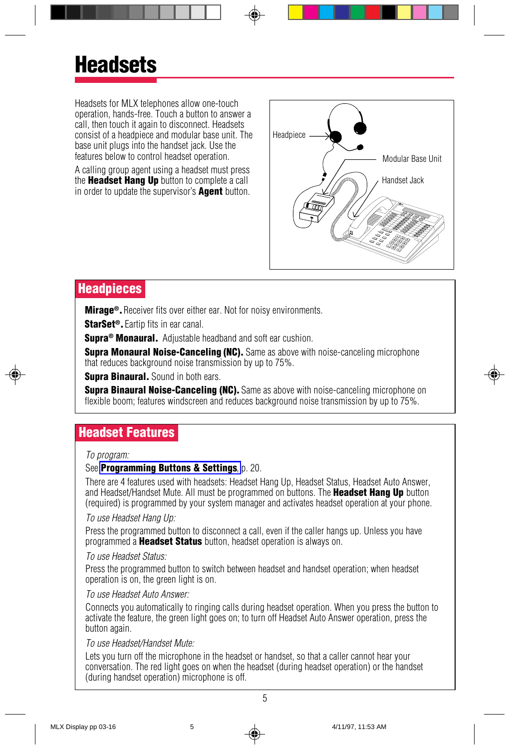# Headsets

Headsets for MLX telephones allow one-touch operation, hands-free. Touch a button to answer a call, then touch it again to disconnect. Headsets consist of a headpiece and modular base unit. The base unit plugs into the handset jack. Use the features below to control headset operation.

A calling group agent using a headset must press the **Headset Hang Up** button to complete a call in order to update the supervisor's **Agent** button.

Headpiece

Modular Base Unit

Handset Jack

## Headpieces

**Mirage®.** Receiver fits over either ear. Not for noisy environments.

**StarSet®.** Eartip fits in ear canal.

**Supra® Monaural.** Adjustable headband and soft ear cushion.

**Supra Monaural Noise-Canceling (NC).** Same as above with noise-canceling microphone that reduces background noise transmission by up to 75%.

**Supra Binaural.** Sound in both ears.

**Supra Binaural Noise-Canceling (NC).** Same as above with noise-canceling microphone on flexible boom; features windscreen and reduces background noise transmission by up to 75%.

## Headset Features

*To program:*

See **Programming Buttons & Settings**, p. 20.

There are 4 features used with headsets: Headset Hang Up, Headset Status, Headset Auto Answer, and Headset/Handset Mute. All must be programmed on buttons. The **Headset Hang Up** button (required) is programmed by your system manager and activates headset operation at your phone.

*To use Headset Hang Up:*

Press the programmed button to disconnect a call, even if the caller hangs up. Unless you have programmed a **Headset Status** button, headset operation is always on.

*To use Headset Status:*

Press the programmed button to switch between headset and handset operation; when headset operation is on, the green light is on.

*To use Headset Auto Answer:*

Connects you automatically to ringing calls during headset operation. When you press the button to activate the feature, the green light goes on; to turn off Headset Auto Answer operation, press the button again.

*To use Headset/Handset Mute:*

Lets you turn off the microphone in the headset or handset, so that a caller cannot hear your conversation. The red light goes on when the headset (during headset operation) or the handset (during handset operation) microphone is off.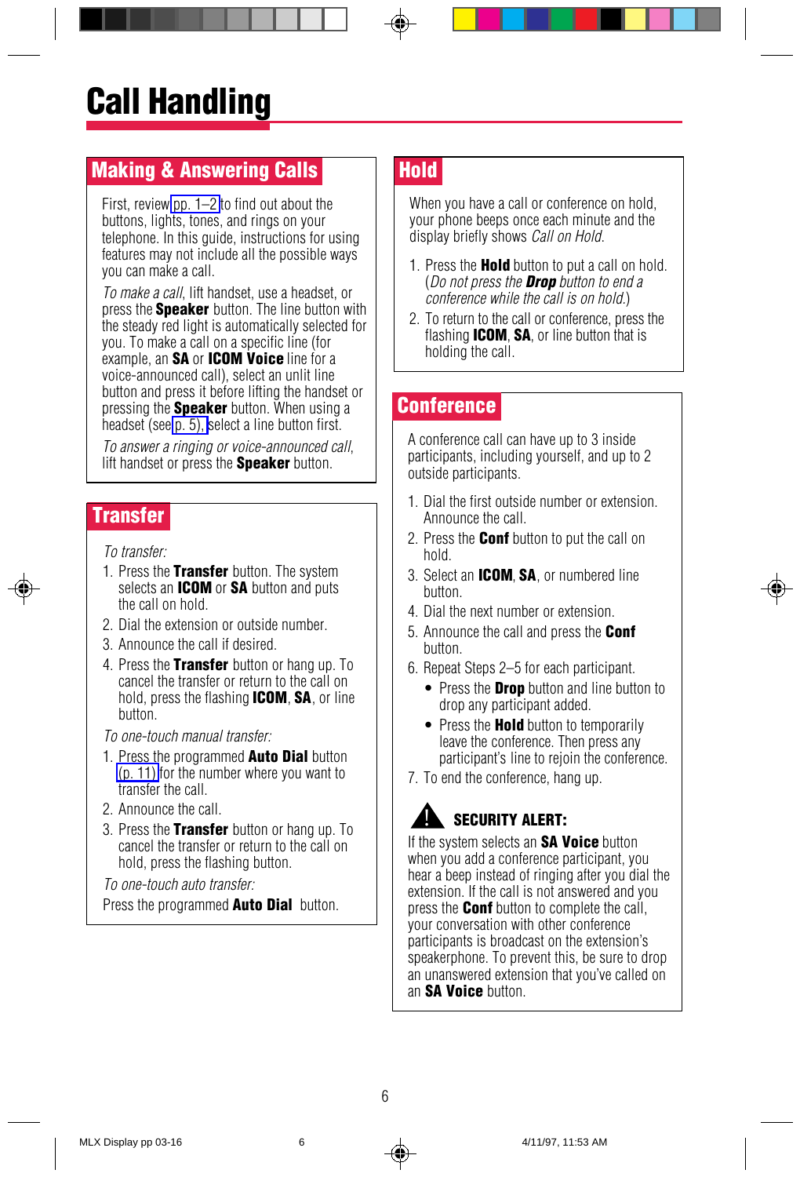# Call Handling

## Making & Answering Calls

First, review pp. 1–2 to find out about the buttons, lights, tones, and rings on your telephone. In this guide, instructions for using features may not include all the possible ways you can make a call.

*To make a call*, lift handset, use a headset, or press the **Speaker** button. The line button with the steady red light is automatically selected for you. To make a call on a specific line (for example, an **SA** or **ICOM Voice** line for a voice-announced call), select an unlit line button and press it before lifting the handset or pressing the **Speaker** button. When using a headset (see p. 5), select a line button first.

*To answer a ringing or voice-announced call*, lift handset or press the **Speaker** button.

## Transfer

*To transfer:*

1. Press the **Transfer** button. The system selects an **ICOM** or **SA** button and puts the call on hold.
2. Dial the extension or outside number.
3. Announce the call if desired.
4. Press the **Transfer** button or hang up. To cancel the transfer or return to the call on hold, press the flashing **ICOM**, **SA**, or line button.

*To one-touch manual transfer:*

1. Press the programmed **Auto Dial** button (p. 11) for the number where you want to transfer the call.
2. Announce the call.
3. Press the **Transfer** button or hang up. To cancel the transfer or return to the call on hold, press the flashing button.

*To one-touch auto transfer:*

Press the programmed **Auto Dial** button.

## Hold

When you have a call or conference on hold, your phone beeps once each minute and the display briefly shows *Call on Hold*.

1. Press the **Hold** button to put a call on hold. (*Do not press the* ***Drop*** *button to end a conference while the call is on hold.*)
2. To return to the call or conference, press the flashing **ICOM**, **SA**, or line button that is holding the call.

## Conference

A conference call can have up to 3 inside participants, including yourself, and up to 2 outside participants.

1. Dial the first outside number or extension. Announce the call.
2. Press the **Conf** button to put the call on hold.
3. Select an **ICOM**, **SA**, or numbered line button.
4. Dial the next number or extension.
5. Announce the call and press the **Conf** button.
6. Repeat Steps 2–5 for each participant.
   - Press the **Drop** button and line button to drop any participant added.
   - Press the **Hold** button to temporarily leave the conference. Then press any participant's line to rejoin the conference.
7. To end the conference, hang up.

**SECURITY ALERT:**

If the system selects an **SA Voice** button when you add a conference participant, you hear a beep instead of ringing after you dial the extension. If the call is not answered and you press the **Conf** button to complete the call, your conversation with other conference participants is broadcast on the extension's speakerphone. To prevent this, be sure to drop an unanswered extension that you've called on an **SA Voice** button.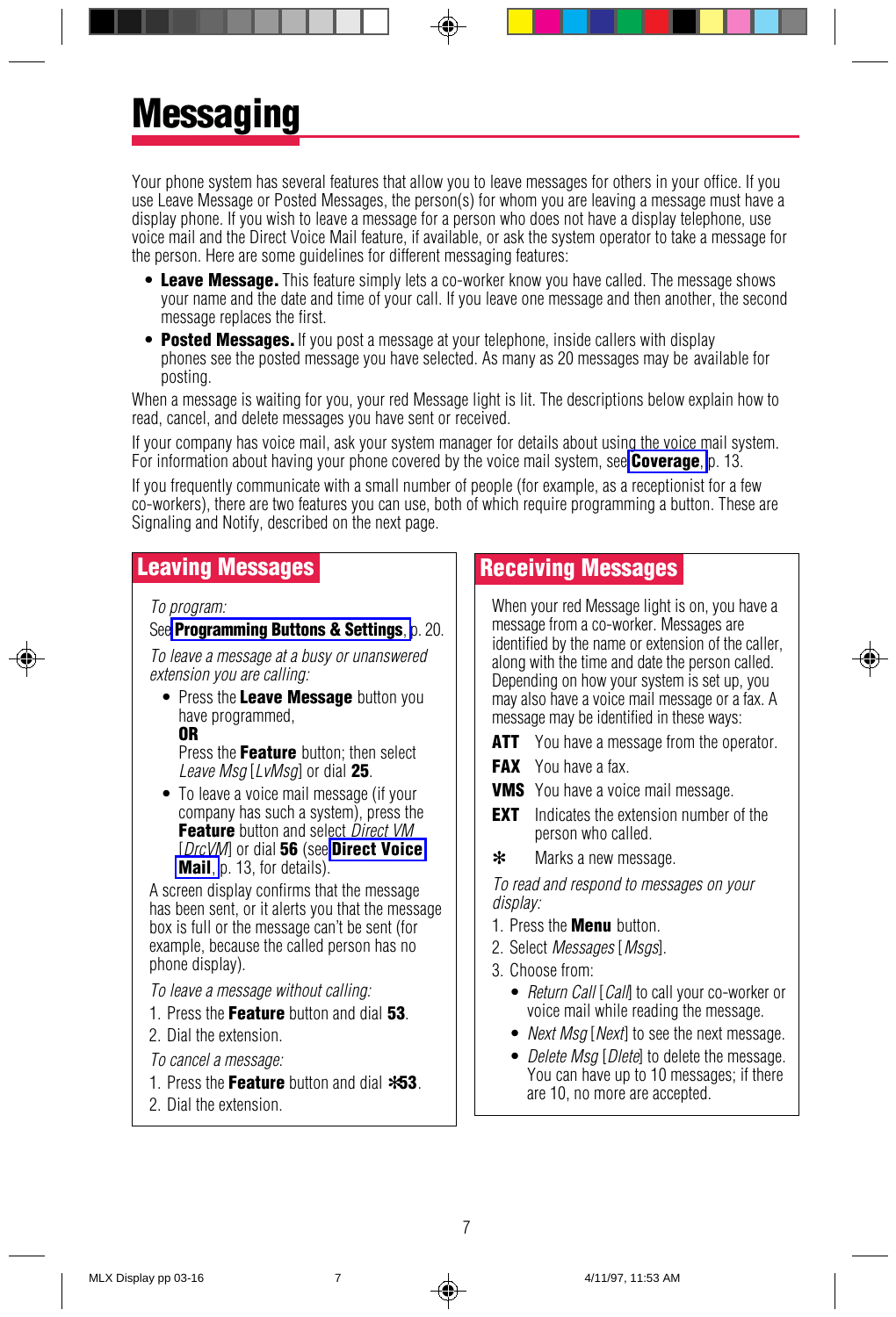# Messaging

Your phone system has several features that allow you to leave messages for others in your office. If you use Leave Message or Posted Messages, the person(s) for whom you are leaving a message must have a display phone. If you wish to leave a message for a person who does not have a display telephone, use voice mail and the Direct Voice Mail feature, if available, or ask the system operator to take a message for the person. Here are some guidelines for different messaging features:

- **Leave Message.** This feature simply lets a co-worker know you have called. The message shows your name and the date and time of your call. If you leave one message and then another, the second message replaces the first.
- **Posted Messages.** If you post a message at your telephone, inside callers with display phones see the posted message you have selected. As many as 20 messages may be available for posting.

When a message is waiting for you, your red Message light is lit. The descriptions below explain how to read, cancel, and delete messages you have sent or received.

If your company has voice mail, ask your system manager for details about using the voice mail system. For information about having your phone covered by the voice mail system, see **Coverage**, p. 13.

If you frequently communicate with a small number of people (for example, as a receptionist for a few co-workers), there are two features you can use, both of which require programming a button. These are Signaling and Notify, described on the next page.

## Leaving Messages

*To program:*

See **Programming Buttons & Settings**, p. 20.

*To leave a message at a busy or unanswered extension you are calling:*

- Press the **Leave Message** button you have programmed,
  **OR**
  Press the **Feature** button; then select *Leave Msg* [*LvMsg*] or dial **25**.
- To leave a voice mail message (if your company has such a system), press the **Feature** button and select *Direct VM* [*DrcVM*] or dial **56** (see **Direct Voice Mail**, p. 13, for details).

A screen display confirms that the message has been sent, or it alerts you that the message box is full or the message can't be sent (for example, because the called person has no phone display).

*To leave a message without calling:*

1. Press the **Feature** button and dial **53**.
2. Dial the extension.

*To cancel a message:*

1. Press the **Feature** button and dial **✻53**.
2. Dial the extension.

## Receiving Messages

When your red Message light is on, you have a message from a co-worker. Messages are identified by the name or extension of the caller, along with the time and date the person called. Depending on how your system is set up, you may also have a voice mail message or a fax. A message may be identified in these ways:

**ATT** You have a message from the operator.

**FAX** You have a fax.

**VMS** You have a voice mail message.

**EXT** Indicates the extension number of the person who called.

**✻** Marks a new message.

*To read and respond to messages on your display:*

1. Press the **Menu** button.
2. Select *Messages* [*Msgs*].
3. Choose from:
   - *Return Call* [*Call*] to call your co-worker or voice mail while reading the message.
   - *Next Msg* [*Next*] to see the next message.
   - *Delete Msg* [*Dlete*] to delete the message. You can have up to 10 messages; if there are 10, no more are accepted.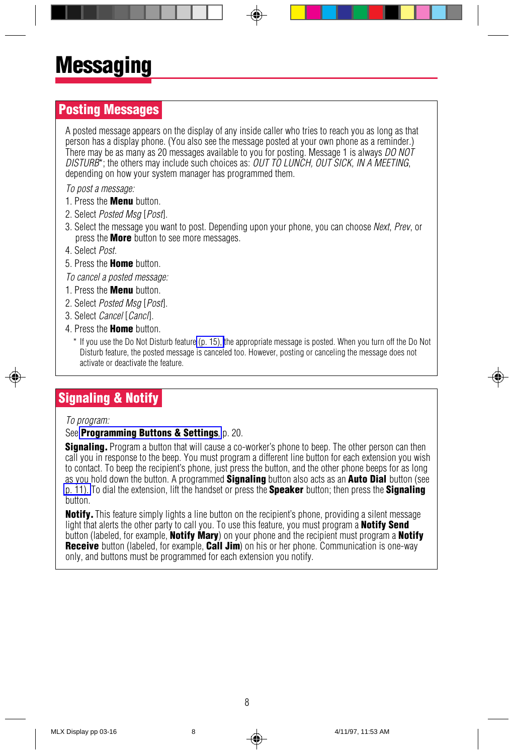# Messaging

## Posting Messages

A posted message appears on the display of any inside caller who tries to reach you as long as that person has a display phone. (You also see the message posted at your own phone as a reminder.) There may be as many as 20 messages available to you for posting. Message 1 is always *DO NOT DISTURB*\*; the others may include such choices as: *OUT TO LUNCH, OUT SICK, IN A MEETING*, depending on how your system manager has programmed them.

*To post a message:*

1. Press the **Menu** button.
2. Select *Posted Msg* [*Post*].
3. Select the message you want to post. Depending upon your phone, you can choose *Next*, *Prev*, or press the **More** button to see more messages.
4. Select *Post*.
5. Press the **Home** button.

*To cancel a posted message:*

1. Press the **Menu** button.
2. Select *Posted Msg* [*Post*].
3. Select *Cancel* [*Cancl*].
4. Press the **Home** button.

\* If you use the Do Not Disturb feature (p. 15), the appropriate message is posted. When you turn off the Do Not Disturb feature, the posted message is canceled too. However, posting or canceling the message does not activate or deactivate the feature.

## Signaling & Notify

*To program:*

See **Programming Buttons & Settings**, p. 20.

**Signaling.** Program a button that will cause a co-worker's phone to beep. The other person can then call you in response to the beep. You must program a different line button for each extension you wish to contact. To beep the recipient's phone, just press the button, and the other phone beeps for as long as you hold down the button. A programmed **Signaling** button also acts as an **Auto Dial** button (see p. 11). To dial the extension, lift the handset or press the **Speaker** button; then press the **Signaling** button.

**Notify.** This feature simply lights a line button on the recipient's phone, providing a silent message light that alerts the other party to call you. To use this feature, you must program a **Notify Send** button (labeled, for example, **Notify Mary**) on your phone and the recipient must program a **Notify Receive** button (labeled, for example, **Call Jim**) on his or her phone. Communication is one-way only, and buttons must be programmed for each extension you notify.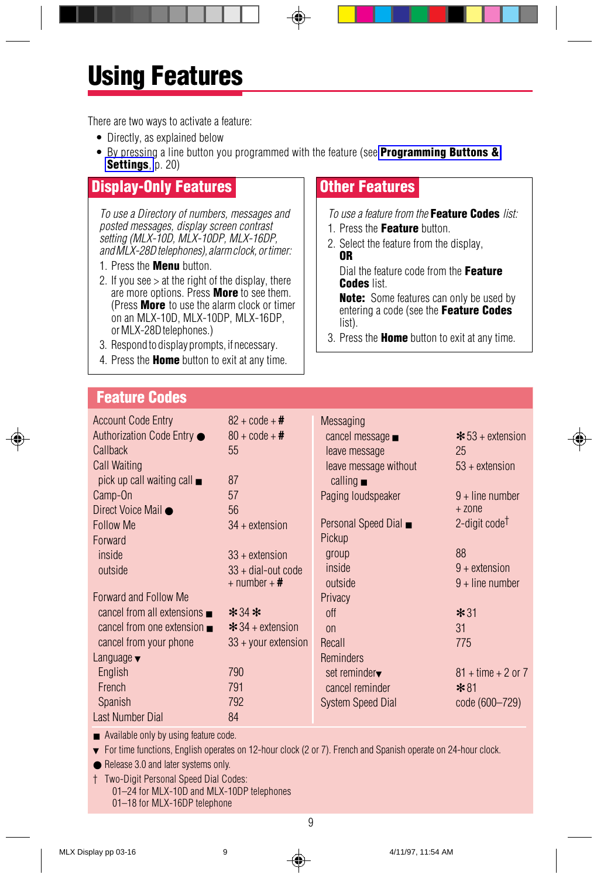# Using Features

There are two ways to activate a feature:

- Directly, as explained below
- By pressing a line button you programmed with the feature (see **Programming Buttons & Settings**, p. 20)

## Display-Only Features

*To use a Directory of numbers, messages and posted messages, display screen contrast setting (MLX-10D, MLX-10DP, MLX-16DP, and MLX-28D telephones), alarm clock, or timer:*

1. Press the **Menu** button.
2. If you see > at the right of the display, there are more options. Press **More** to see them. (Press **More** to use the alarm clock or timer on an MLX-10D, MLX-10DP, MLX-16DP, or MLX-28D telephones.)
3. Respond to display prompts, if necessary.
4. Press the **Home** button to exit at any time.

## Other Features

*To use a feature from the* **Feature Codes** *list:*

1. Press the **Feature** button.
2. Select the feature from the display,
   **OR**
   Dial the feature code from the **Feature Codes** list.
   **Note:** Some features can only be used by entering a code (see the **Feature Codes** list).
3. Press the **Home** button to exit at any time.

## Feature Codes

| Feature | Code |
|---|---|
| Account Code Entry | 82 + code + # |
| Authorization Code Entry ● | 80 + code + # |
| Callback | 55 |
| Call Waiting | |
| pick up call waiting call ■ | 87 |
| Camp-On | 57 |
| Direct Voice Mail ● | 56 |
| Follow Me | 34 + extension |
| Forward | |
| inside | 33 + extension |
| outside | 33 + dial-out code + number + # |
| Forward and Follow Me | |
| cancel from all extensions ■ | ✻34✻ |
| cancel from one extension ■ | ✻34 + extension |
| cancel from your phone | 33 + your extension |
| Language ▾ | |
| English | 790 |
| French | 791 |
| Spanish | 792 |
| Last Number Dial | 84 |
| Messaging | |
| cancel message ■ | ✻53 + extension |
| leave message | 25 |
| leave message without calling ■ | 53 + extension |
| Paging loudspeaker | 9 + line number + zone |
| Personal Speed Dial ■ | 2-digit code† |
| Pickup | |
| group | 88 |
| inside | 9 + extension |
| outside | 9 + line number |
| Privacy | |
| off | ✻31 |
| on | 31 |
| Recall | 775 |
| Reminders | |
| set reminder▾ | 81 + time + 2 or 7 |
| cancel reminder | ✻81 |
| System Speed Dial | code (600–729) |

■ Available only by using feature code.

▾ For time functions, English operates on 12-hour clock (2 or 7). French and Spanish operate on 24-hour clock.

● Release 3.0 and later systems only.

† Two-Digit Personal Speed Dial Codes:
01–24 for MLX-10D and MLX-10DP telephones
01–18 for MLX-16DP telephone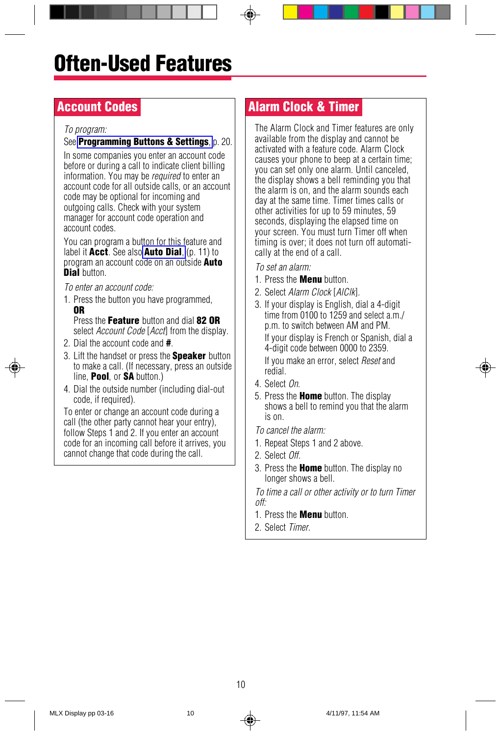# Often-Used Features

## Account Codes

*To program:*

See **Programming Buttons & Settings**, p. 20.

In some companies you enter an account code before or during a call to indicate client billing information. You may be *required* to enter an account code for all outside calls, or an account code may be optional for incoming and outgoing calls. Check with your system manager for account code operation and account codes.

You can program a button for this feature and label it **Acct**. See also **Auto Dial**, (p. 11) to program an account code on an outside **Auto Dial** button.

*To enter an account code:*

1. Press the button you have programmed,
   **OR**
   Press the **Feature** button and dial **82 OR** select *Account Code* [*Acct*] from the display.
2. Dial the account code and **#**.
3. Lift the handset or press the **Speaker** button to make a call. (If necessary, press an outside line, **Pool**, or **SA** button.)
4. Dial the outside number (including dial-out code, if required).

To enter or change an account code during a call (the other party cannot hear your entry), follow Steps 1 and 2. If you enter an account code for an incoming call before it arrives, you cannot change that code during the call.

## Alarm Clock & Timer

The Alarm Clock and Timer features are only available from the display and cannot be activated with a feature code. Alarm Clock causes your phone to beep at a certain time; you can set only one alarm. Until canceled, the display shows a bell reminding you that the alarm is on, and the alarm sounds each day at the same time. Timer times calls or other activities for up to 59 minutes, 59 seconds, displaying the elapsed time on your screen. You must turn Timer off when timing is over; it does not turn off automatically at the end of a call.

*To set an alarm:*

1. Press the **Menu** button.
2. Select *Alarm Clock* [*AlClk*].
3. If your display is English, dial a 4-digit time from 0100 to 1259 and select a.m./p.m. to switch between AM and PM.

   If your display is French or Spanish, dial a 4-digit code between 0000 to 2359.

   If you make an error, select *Reset* and redial.
4. Select *On*.
5. Press the **Home** button. The display shows a bell to remind you that the alarm is on.

*To cancel the alarm:*

1. Repeat Steps 1 and 2 above.
2. Select *Off*.
3. Press the **Home** button. The display no longer shows a bell.

*To time a call or other activity or to turn Timer off:*

1. Press the **Menu** button.
2. Select *Timer*.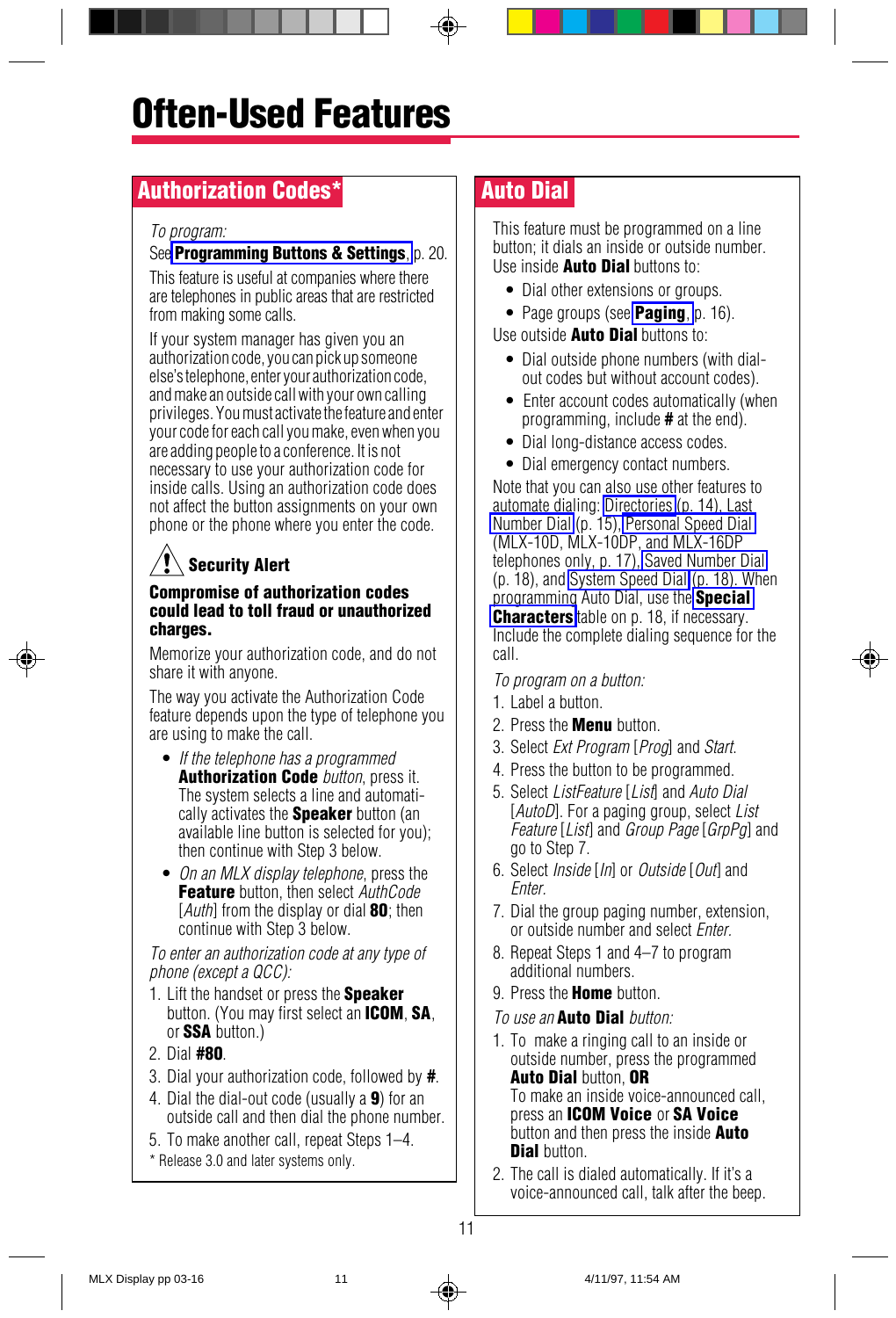# Often-Used Features

## Authorization Codes*

*To program:*

See **Programming Buttons & Settings**, p. 20.

This feature is useful at companies where there are telephones in public areas that are restricted from making some calls.

If your system manager has given you an authorization code, you can pick up someone else's telephone, enter your authorization code, and make an outside call with your own calling privileges. You must activate the feature and enter your code for each call you make, even when you are adding people to a conference. It is not necessary to use your authorization code for inside calls. Using an authorization code does not affect the button assignments on your own phone or the phone where you enter the code.

**Security Alert**

**Compromise of authorization codes could lead to toll fraud or unauthorized charges.**

Memorize your authorization code, and do not share it with anyone.

The way you activate the Authorization Code feature depends upon the type of telephone you are using to make the call.

- *If the telephone has a programmed* **Authorization Code** *button*, press it. The system selects a line and automatically activates the **Speaker** button (an available line button is selected for you); then continue with Step 3 below.
- *On an MLX display telephone*, press the **Feature** button, then select *AuthCode* [*Auth*] from the display or dial **80**; then continue with Step 3 below.

*To enter an authorization code at any type of phone (except a QCC):*

1. Lift the handset or press the **Speaker** button. (You may first select an **ICOM**, **SA**, or **SSA** button.)
2. Dial **#80**.
3. Dial your authorization code, followed by **#**.
4. Dial the dial-out code (usually a **9**) for an outside call and then dial the phone number.
5. To make another call, repeat Steps 1–4.

\* Release 3.0 and later systems only.

## Auto Dial

This feature must be programmed on a line button; it dials an inside or outside number. Use inside **Auto Dial** buttons to:

- Dial other extensions or groups.
- Page groups (see **Paging**, p. 16).

Use outside **Auto Dial** buttons to:

- Dial outside phone numbers (with dial-out codes but without account codes).
- Enter account codes automatically (when programming, include **#** at the end).
- Dial long-distance access codes.
- Dial emergency contact numbers.

Note that you can also use other features to automate dialing: Directories (p. 14), Last Number Dial (p. 15), Personal Speed Dial (MLX-10D, MLX-10DP, and MLX-16DP telephones only, p. 17), Saved Number Dial (p. 18), and System Speed Dial (p. 18). When programming Auto Dial, use the **Special Characters** table on p. 18, if necessary. Include the complete dialing sequence for the call.

*To program on a button:*

1. Label a button.
2. Press the **Menu** button.
3. Select *Ext Program* [*Prog*] and *Start*.
4. Press the button to be programmed.
5. Select *ListFeature* [*List*] and *Auto Dial* [*AutoD*]. For a paging group, select *List Feature* [*List*] and *Group Page* [*GrpPg*] and go to Step 7.
6. Select *Inside* [*In*] or *Outside* [*Out*] and *Enter*.
7. Dial the group paging number, extension, or outside number and select *Enter*.
8. Repeat Steps 1 and 4–7 to program additional numbers.
9. Press the **Home** button.

*To use an* **Auto Dial** *button:*

1. To make a ringing call to an inside or outside number, press the programmed **Auto Dial** button, **OR**
   To make an inside voice-announced call, press an **ICOM Voice** or **SA Voice** button and then press the inside **Auto Dial** button.
2. The call is dialed automatically. If it's a voice-announced call, talk after the beep.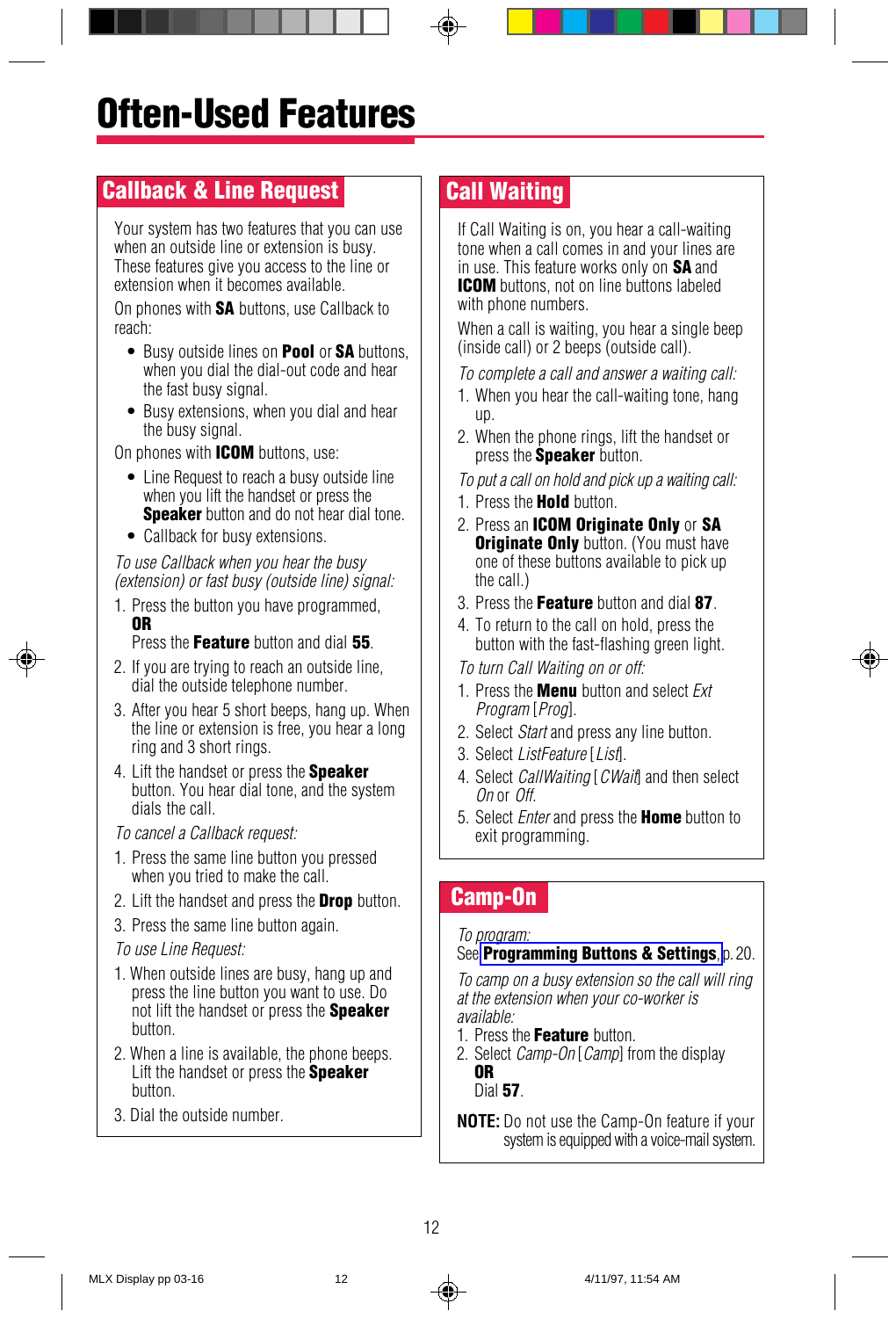# Often-Used Features

## Callback & Line Request

Your system has two features that you can use when an outside line or extension is busy. These features give you access to the line or extension when it becomes available.

On phones with **SA** buttons, use Callback to reach:

- Busy outside lines on **Pool** or **SA** buttons, when you dial the dial-out code and hear the fast busy signal.
- Busy extensions, when you dial and hear the busy signal.

On phones with **ICOM** buttons, use:

- Line Request to reach a busy outside line when you lift the handset or press the **Speaker** button and do not hear dial tone.
- Callback for busy extensions.

*To use Callback when you hear the busy (extension) or fast busy (outside line) signal:*

1. Press the button you have programmed,
   **OR**
   Press the **Feature** button and dial **55**.
2. If you are trying to reach an outside line, dial the outside telephone number.
3. After you hear 5 short beeps, hang up. When the line or extension is free, you hear a long ring and 3 short rings.
4. Lift the handset or press the **Speaker** button. You hear dial tone, and the system dials the call.

*To cancel a Callback request:*

1. Press the same line button you pressed when you tried to make the call.
2. Lift the handset and press the **Drop** button.
3. Press the same line button again.

*To use Line Request:*

1. When outside lines are busy, hang up and press the line button you want to use. Do not lift the handset or press the **Speaker** button.
2. When a line is available, the phone beeps. Lift the handset or press the **Speaker** button.
3. Dial the outside number.

## Call Waiting

If Call Waiting is on, you hear a call-waiting tone when a call comes in and your lines are in use. This feature works only on **SA** and **ICOM** buttons, not on line buttons labeled with phone numbers.

When a call is waiting, you hear a single beep (inside call) or 2 beeps (outside call).

*To complete a call and answer a waiting call:*

1. When you hear the call-waiting tone, hang up.
2. When the phone rings, lift the handset or press the **Speaker** button.

*To put a call on hold and pick up a waiting call:*

1. Press the **Hold** button.
2. Press an **ICOM Originate Only** or **SA Originate Only** button. (You must have one of these buttons available to pick up the call.)
3. Press the **Feature** button and dial **87**.
4. To return to the call on hold, press the button with the fast-flashing green light.

*To turn Call Waiting on or off:*

1. Press the **Menu** button and select *Ext Program* [*Prog*].
2. Select *Start* and press any line button.
3. Select *ListFeature* [*List*].
4. Select *CallWaiting* [*CWait*] and then select *On* or *Off*.
5. Select *Enter* and press the **Home** button to exit programming.

## Camp-On

*To program:*
See **Programming Buttons & Settings**, p. 20.

*To camp on a busy extension so the call will ring at the extension when your co-worker is available:*

1. Press the **Feature** button.
2. Select *Camp-On* [*Camp*] from the display
   **OR**
   Dial **57**.

**NOTE:** Do not use the Camp-On feature if your system is equipped with a voice-mail system.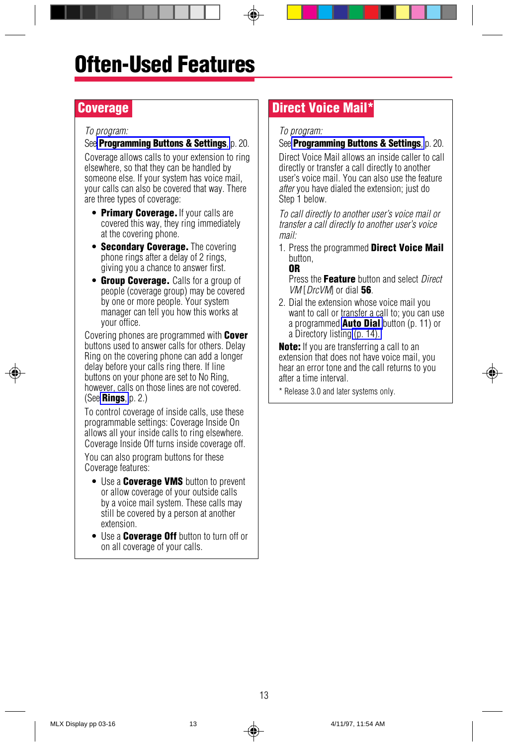# Often-Used Features

## Coverage

*To program:*
See **Programming Buttons & Settings**, p. 20.

Coverage allows calls to your extension to ring elsewhere, so that they can be handled by someone else. If your system has voice mail, your calls can also be covered that way. There are three types of coverage:

- **Primary Coverage.** If your calls are covered this way, they ring immediately at the covering phone.
- **Secondary Coverage.** The covering phone rings after a delay of 2 rings, giving you a chance to answer first.
- **Group Coverage.** Calls for a group of people (coverage group) may be covered by one or more people. Your system manager can tell you how this works at your office.

Covering phones are programmed with **Cover** buttons used to answer calls for others. Delay Ring on the covering phone can add a longer delay before your calls ring there. If line buttons on your phone are set to No Ring, however, calls on those lines are not covered. (See **Rings**, p. 2.)

To control coverage of inside calls, use these programmable settings: Coverage Inside On allows all your inside calls to ring elsewhere. Coverage Inside Off turns inside coverage off.

You can also program buttons for these Coverage features:

- Use a **Coverage VMS** button to prevent or allow coverage of your outside calls by a voice mail system. These calls may still be covered by a person at another extension.
- Use a **Coverage Off** button to turn off or on all coverage of your calls.

## Direct Voice Mail*

*To program:*
See **Programming Buttons & Settings**, p. 20.

Direct Voice Mail allows an inside caller to call directly or transfer a call directly to another user's voice mail. You can also use the feature *after* you have dialed the extension; just do Step 1 below.

*To call directly to another user's voice mail or transfer a call directly to another user's voice mail:*

1. Press the programmed **Direct Voice Mail** button,
   **OR**
   Press the **Feature** button and select *Direct VM* [*DrcVM*] or dial **56**.
2. Dial the extension whose voice mail you want to call or transfer a call to; you can use a programmed **Auto Dial** button (p. 11) or a Directory listing (p. 14).

**Note:** If you are transferring a call to an extension that does not have voice mail, you hear an error tone and the call returns to you after a time interval.

\* Release 3.0 and later systems only.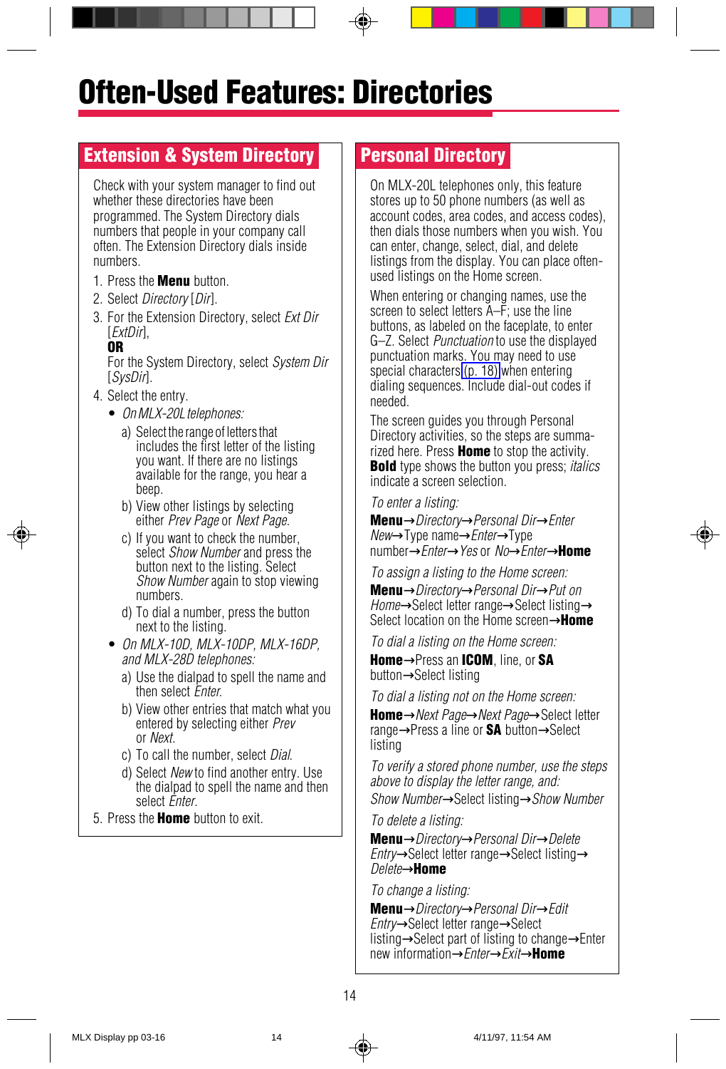# Often-Used Features: Directories

## Extension & System Directory

Check with your system manager to find out whether these directories have been programmed. The System Directory dials numbers that people in your company call often. The Extension Directory dials inside numbers.

1. Press the **Menu** button.
2. Select *Directory* [*Dir*].
3. For the Extension Directory, select *Ext Dir* [*ExtDir*],
   **OR**
   For the System Directory, select *System Dir* [*SysDir*].
4. Select the entry.
   - *On MLX-20L telephones:*
     a) Select the range of letters that includes the first letter of the listing you want. If there are no listings available for the range, you hear a beep.
     b) View other listings by selecting either *Prev Page* or *Next Page.*
     c) If you want to check the number, select *Show Number* and press the button next to the listing. Select *Show Number* again to stop viewing numbers.
     d) To dial a number, press the button next to the listing.
   - *On MLX-10D, MLX-10DP, MLX-16DP, and MLX-28D telephones:*
     a) Use the dialpad to spell the name and then select *Enter.*
     b) View other entries that match what you entered by selecting either *Prev* or *Next.*
     c) To call the number, select *Dial.*
     d) Select *New* to find another entry. Use the dialpad to spell the name and then select *Enter.*
5. Press the **Home** button to exit.

## Personal Directory

On MLX-20L telephones only, this feature stores up to 50 phone numbers (as well as account codes, area codes, and access codes), then dials those numbers when you wish. You can enter, change, select, dial, and delete listings from the display. You can place often-used listings on the Home screen.

When entering or changing names, use the screen to select letters A–F; use the line buttons, as labeled on the faceplate, to enter G–Z. Select *Punctuation* to use the displayed punctuation marks. You may need to use special characters (p. 18) when entering dialing sequences. Include dial-out codes if needed.

The screen guides you through Personal Directory activities, so the steps are summarized here. Press **Home** to stop the activity. **Bold** type shows the button you press; *italics* indicate a screen selection.

*To enter a listing:*

**Menu**→*Directory*→*Personal Dir*→*Enter New*→Type name→*Enter*→Type number→*Enter*→*Yes* or *No*→*Enter*→**Home**

*To assign a listing to the Home screen:*

**Menu**→*Directory*→*Personal Dir*→*Put on Home*→Select letter range→Select listing→Select location on the Home screen→**Home**

*To dial a listing on the Home screen:*

**Home**→Press an **ICOM**, line, or **SA** button→Select listing

*To dial a listing not on the Home screen:*

**Home**→*Next Page*→*Next Page*→Select letter range→Press a line or **SA** button→Select listing

*To verify a stored phone number, use the steps above to display the letter range, and:*

*Show Number*→Select listing→*Show Number*

*To delete a listing:*

**Menu**→*Directory*→*Personal Dir*→*Delete Entry*→Select letter range→Select listing→*Delete*→**Home**

*To change a listing:*

**Menu**→*Directory*→*Personal Dir*→*Edit Entry*→Select letter range→Select listing→Select part of listing to change→Enter new information→*Enter*→*Exit*→**Home**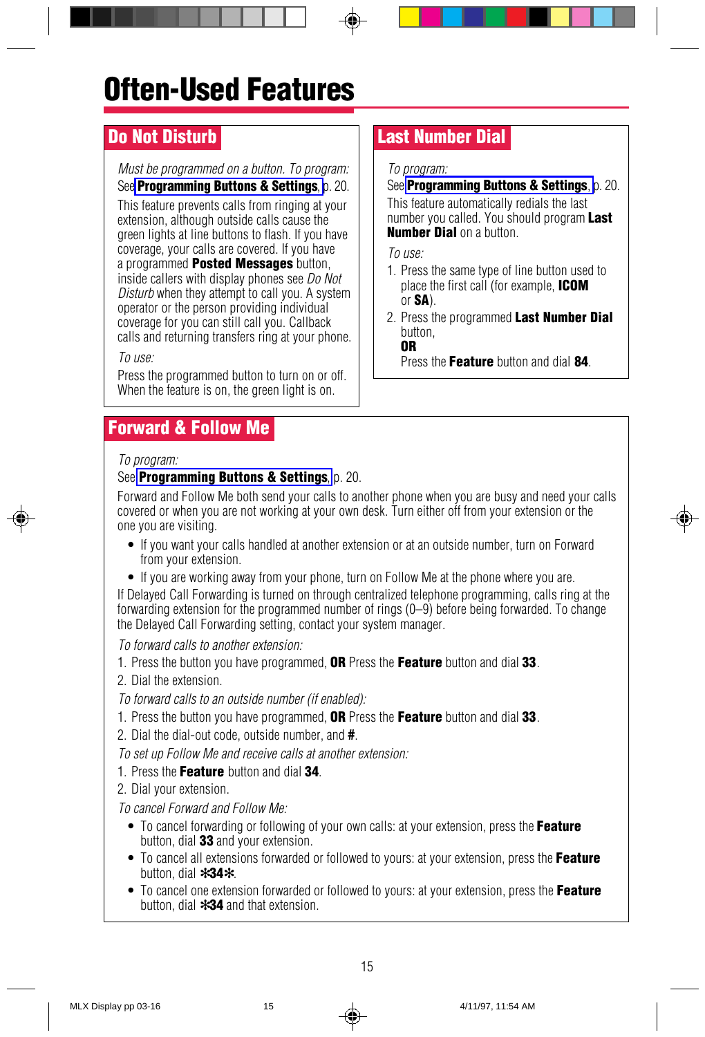# Often-Used Features

## Do Not Disturb

*Must be programmed on a button. To program:*
See **Programming Buttons & Settings**, p. 20.

This feature prevents calls from ringing at your extension, although outside calls cause the green lights at line buttons to flash. If you have coverage, your calls are covered. If you have a programmed **Posted Messages** button, inside callers with display phones see *Do Not Disturb* when they attempt to call you. A system operator or the person providing individual coverage for you can still call you. Callback calls and returning transfers ring at your phone.

*To use:*

Press the programmed button to turn on or off. When the feature is on, the green light is on.

## Last Number Dial

*To program:*
See **Programming Buttons & Settings**, p. 20.

This feature automatically redials the last number you called. You should program **Last Number Dial** on a button.

*To use:*

1. Press the same type of line button used to place the first call (for example, **ICOM** or **SA**).
2. Press the programmed **Last Number Dial** button,
   **OR**
   Press the **Feature** button and dial **84**.

## Forward & Follow Me

*To program:*
See **Programming Buttons & Settings**, p. 20.

Forward and Follow Me both send your calls to another phone when you are busy and need your calls covered or when you are not working at your own desk. Turn either off from your extension or the one you are visiting.

- If you want your calls handled at another extension or at an outside number, turn on Forward from your extension.
- If you are working away from your phone, turn on Follow Me at the phone where you are.

If Delayed Call Forwarding is turned on through centralized telephone programming, calls ring at the forwarding extension for the programmed number of rings (0–9) before being forwarded. To change the Delayed Call Forwarding setting, contact your system manager.

*To forward calls to another extension:*

1. Press the button you have programmed, **OR** Press the **Feature** button and dial **33**.
2. Dial the extension.

*To forward calls to an outside number (if enabled):*

1. Press the button you have programmed, **OR** Press the **Feature** button and dial **33**.
2. Dial the dial-out code, outside number, and **#**.

*To set up Follow Me and receive calls at another extension:*

1. Press the **Feature** button and dial **34**.
2. Dial your extension.

*To cancel Forward and Follow Me:*

- To cancel forwarding or following of your own calls: at your extension, press the **Feature** button, dial **33** and your extension.
- To cancel all extensions forwarded or followed to yours: at your extension, press the **Feature** button, dial **✻34✻**.
- To cancel one extension forwarded or followed to yours: at your extension, press the **Feature** button, dial **✻34** and that extension.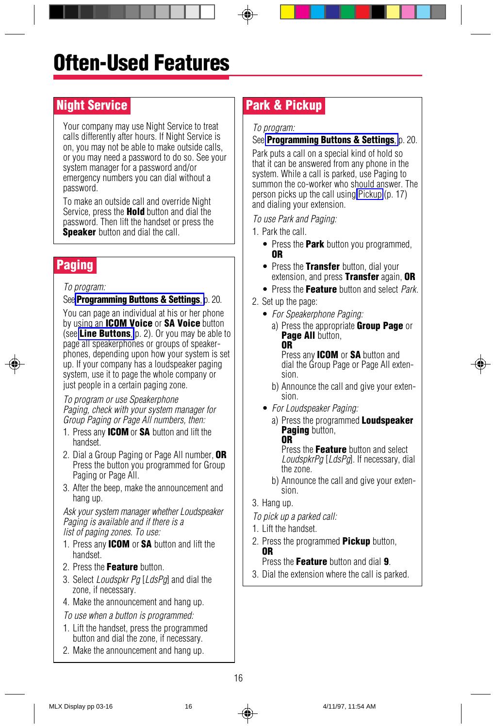# Often-Used Features

## Night Service

Your company may use Night Service to treat calls differently after hours. If Night Service is on, you may not be able to make outside calls, or you may need a password to do so. See your system manager for a password and/or emergency numbers you can dial without a password.

To make an outside call and override Night Service, press the **Hold** button and dial the password. Then lift the handset or press the **Speaker** button and dial the call.

## Paging

*To program:*

See **Programming Buttons & Settings**, p. 20.

You can page an individual at his or her phone by using an **ICOM Voice** or **SA Voice** button (see **Line Buttons**, p. 2). Or you may be able to page all speakerphones or groups of speakerphones, depending upon how your system is set up. If your company has a loudspeaker paging system, use it to page the whole company or just people in a certain paging zone.

*To program or use Speakerphone Paging, check with your system manager for Group Paging or Page All numbers, then:*

1. Press any **ICOM** or **SA** button and lift the handset.
2. Dial a Group Paging or Page All number, **OR** Press the button you programmed for Group Paging or Page All.
3. After the beep, make the announcement and hang up.

*Ask your system manager whether Loudspeaker Paging is available and if there is a list of paging zones. To use:*

1. Press any **ICOM** or **SA** button and lift the handset.
2. Press the **Feature** button.
3. Select *Loudspkr Pg* [*LdsPg*] and dial the zone, if necessary.
4. Make the announcement and hang up.

*To use when a button is programmed:*

1. Lift the handset, press the programmed button and dial the zone, if necessary.
2. Make the announcement and hang up.

## Park & Pickup

*To program:*

See **Programming Buttons & Settings**, p. 20.

Park puts a call on a special kind of hold so that it can be answered from any phone in the system. While a call is parked, use Paging to summon the co-worker who should answer. The person picks up the call using Pickup (p. 17) and dialing your extension.

*To use Park and Paging:*

1. Park the call.
   - Press the **Park** button you programmed, **OR**
   - Press the **Transfer** button, dial your extension, and press **Transfer** again, **OR**
   - Press the **Feature** button and select *Park*.
2. Set up the page:
   - *For Speakerphone Paging:*
     a) Press the appropriate **Group Page** or **Page All** button,
     **OR**
     Press any **ICOM** or **SA** button and dial the Group Page or Page All extension.
     b) Announce the call and give your extension.
   - *For Loudspeaker Paging:*
     a) Press the programmed **Loudspeaker Paging** button,
     **OR**
     Press the **Feature** button and select *LoudspkrPg* [*LdsPg*]. If necessary, dial the zone.
     b) Announce the call and give your extension.
3. Hang up.

*To pick up a parked call:*

1. Lift the handset.
2. Press the programmed **Pickup** button,
   **OR**
   Press the **Feature** button and dial **9**.
3. Dial the extension where the call is parked.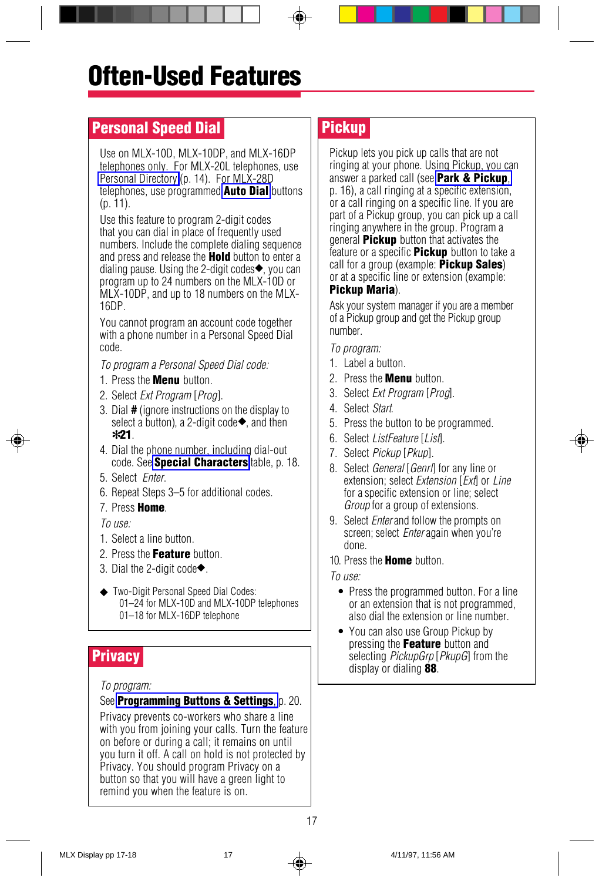# Often-Used Features

## Personal Speed Dial

Use on MLX-10D, MLX-10DP, and MLX-16DP telephones only. For MLX-20L telephones, use Personal Directory (p. 14). For MLX-28D telephones, use programmed **Auto Dial** buttons (p. 11).

Use this feature to program 2-digit codes that you can dial in place of frequently used numbers. Include the complete dialing sequence and press and release the **Hold** button to enter a dialing pause. Using the 2-digit codes◆, you can program up to 24 numbers on the MLX-10D or MLX-10DP, and up to 18 numbers on the MLX-16DP.

You cannot program an account code together with a phone number in a Personal Speed Dial code.

*To program a Personal Speed Dial code:*

1. Press the **Menu** button.
2. Select *Ext Program* [*Prog*].
3. Dial **#** (ignore instructions on the display to select a button), a 2-digit code◆, and then **✻21**.
4. Dial the phone number, including dial-out code. See **Special Characters** table, p. 18.
5. Select *Enter*.
6. Repeat Steps 3–5 for additional codes.
7. Press **Home**.

*To use:*

1. Select a line button.
2. Press the **Feature** button.
3. Dial the 2-digit code◆.

◆ Two-Digit Personal Speed Dial Codes:
01–24 for MLX-10D and MLX-10DP telephones
01–18 for MLX-16DP telephone

## Privacy

*To program:*

See **Programming Buttons & Settings**, p. 20.

Privacy prevents co-workers who share a line with you from joining your calls. Turn the feature on before or during a call; it remains on until you turn it off. A call on hold is not protected by Privacy. You should program Privacy on a button so that you will have a green light to remind you when the feature is on.

## Pickup

Pickup lets you pick up calls that are not ringing at your phone. Using Pickup, you can answer a parked call (see **Park & Pickup**, p. 16), a call ringing at a specific extension, or a call ringing on a specific line. If you are part of a Pickup group, you can pick up a call ringing anywhere in the group. Program a general **Pickup** button that activates the feature or a specific **Pickup** button to take a call for a group (example: **Pickup Sales**) or at a specific line or extension (example: **Pickup Maria**).

Ask your system manager if you are a member of a Pickup group and get the Pickup group number.

*To program:*

1. Label a button.
2. Press the **Menu** button.
3. Select *Ext Program* [*Prog*].
4. Select *Start*.
5. Press the button to be programmed.
6. Select *ListFeature* [*List*].
7. Select *Pickup* [*Pkup*].
8. Select *General* [*Genrl*] for any line or extension; select *Extension* [*Ext*] or *Line* for a specific extension or line; select *Group* for a group of extensions.
9. Select *Enter* and follow the prompts on screen; select *Enter* again when you're done.
10. Press the **Home** button.

*To use:*

- Press the programmed button. For a line or an extension that is not programmed, also dial the extension or line number.
- You can also use Group Pickup by pressing the **Feature** button and selecting *PickupGrp* [*PkupG*] from the display or dialing **88**.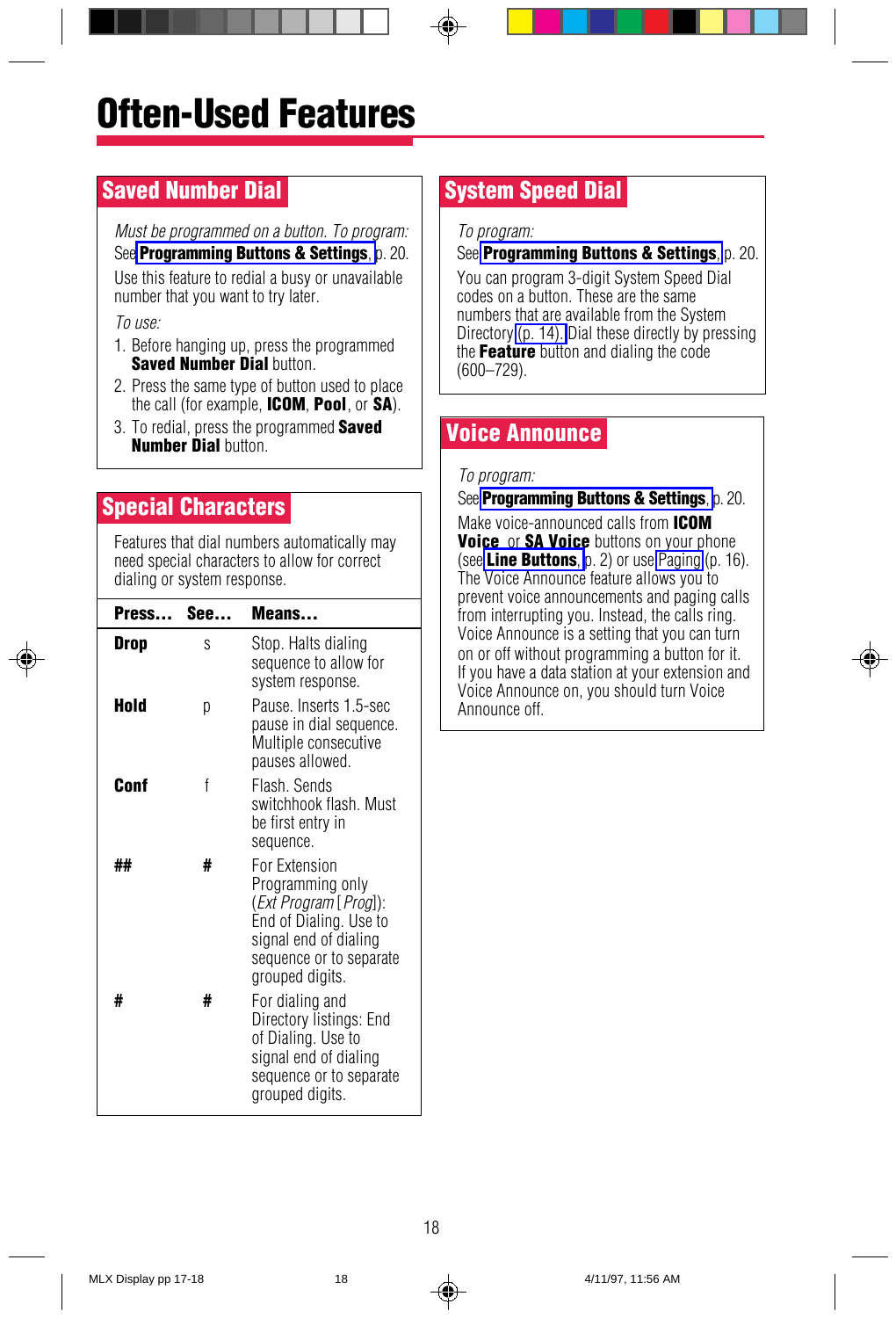# Often-Used Features

## Saved Number Dial

*Must be programmed on a button. To program:* See **Programming Buttons & Settings**, p. 20.

Use this feature to redial a busy or unavailable number that you want to try later.

*To use:*

1. Before hanging up, press the programmed **Saved Number Dial** button.
2. Press the same type of button used to place the call (for example, **ICOM**, **Pool**, or **SA**).
3. To redial, press the programmed **Saved Number Dial** button.

## Special Characters

Features that dial numbers automatically may need special characters to allow for correct dialing or system response.

| Press… | See… | Means… |
|---|---|---|
| **Drop** | s | Stop. Halts dialing sequence to allow for system response. |
| **Hold** | p | Pause. Inserts 1.5-sec pause in dial sequence. Multiple consecutive pauses allowed. |
| **Conf** | f | Flash. Sends switchhook flash. Must be first entry in sequence. |
| **##** | **#** | For Extension Programming only (*Ext Program* [*Prog*]): End of Dialing. Use to signal end of dialing sequence or to separate grouped digits. |
| **#** | **#** | For dialing and Directory listings: End of Dialing. Use to signal end of dialing sequence or to separate grouped digits. |

## System Speed Dial

*To program:*
See **Programming Buttons & Settings**, p. 20.

You can program 3-digit System Speed Dial codes on a button. These are the same numbers that are available from the System Directory (p. 14). Dial these directly by pressing the **Feature** button and dialing the code (600–729).

## Voice Announce

*To program:*
See **Programming Buttons & Settings**, p. 20.

Make voice-announced calls from **ICOM Voice** or **SA Voice** buttons on your phone (see **Line Buttons**, p. 2) or use Paging (p. 16). The Voice Announce feature allows you to prevent voice announcements and paging calls from interrupting you. Instead, the calls ring. Voice Announce is a setting that you can turn on or off without programming a button for it. If you have a data station at your extension and Voice Announce on, you should turn Voice Announce off.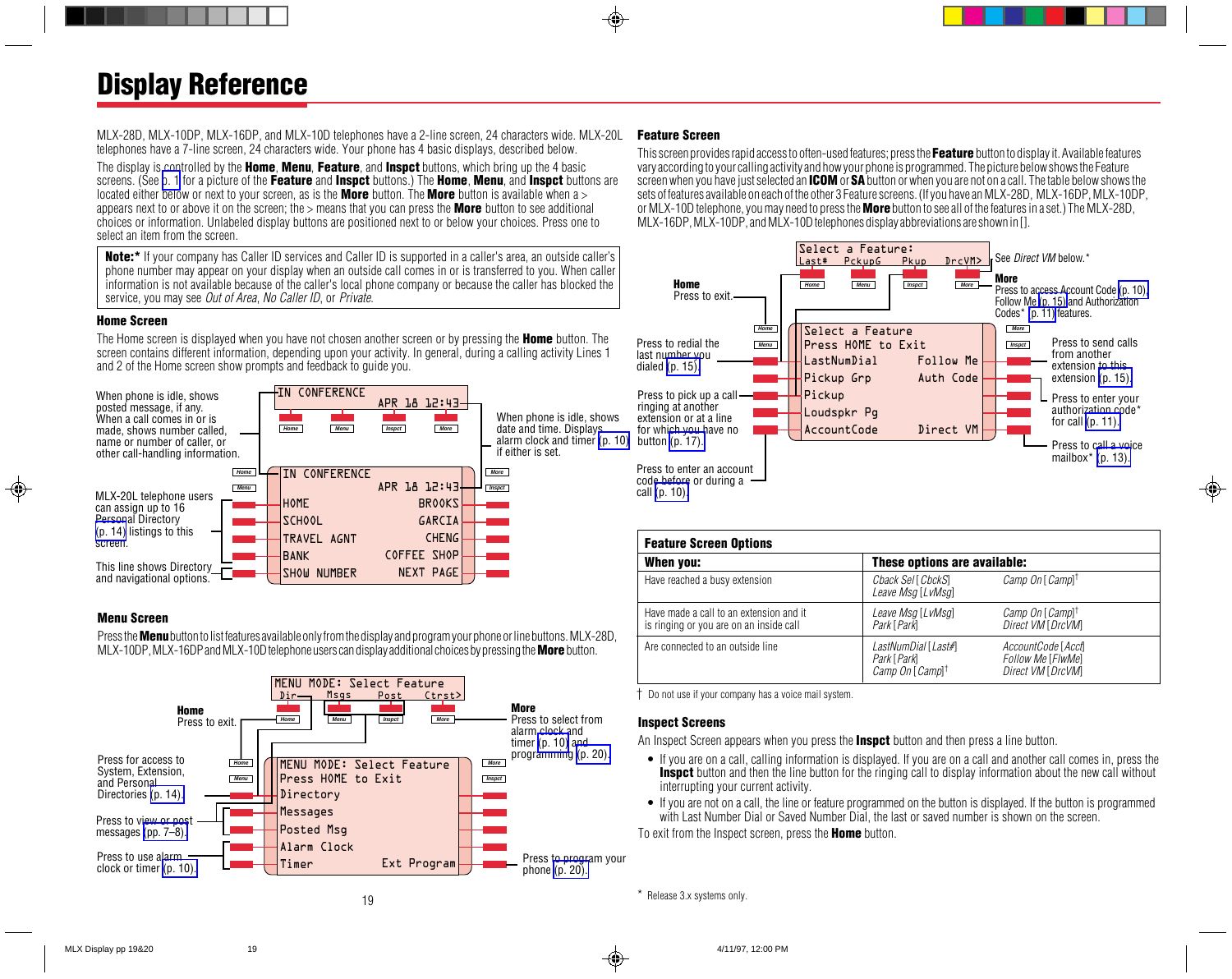# Display Reference

MLX-28D, MLX-10DP, MLX-16DP, and MLX-10D telephones have a 2-line screen, 24 characters wide. MLX-20L telephones have a 7-line screen, 24 characters wide. Your phone has 4 basic displays, described below.

The display is controlled by the **Home**, **Menu**, **Feature**, and **Inspct** buttons, which bring up the 4 basic screens. (See p. 1 for a picture of the **Feature** and **Inspct** buttons.) The **Home**, **Menu**, and **Inspct** buttons are located either below or next to your screen, as is the **More** button. The **More** button is available when a > appears next to or above it on the screen; the > means that you can press the **More** button to see additional choices or information. Unlabeled display buttons are positioned next to or below your choices. Press one to select an item from the screen.

> **Note:*** If your company has Caller ID services and Caller ID is supported in a caller's area, an outside caller's phone number may appear on your display when an outside call comes in or is transferred to you. When caller information is not available because of the caller's local phone company or because the caller has blocked the service, you may see *Out of Area*, *No Caller ID*, or *Private*.

### Home Screen

The Home screen is displayed when you have not chosen another screen or by pressing the **Home** button. The screen contains different information, depending upon your activity. In general, during a calling activity Lines 1 and 2 of the Home screen show prompts and feedback to guide you.

```
IN CONFERENCE
        APR 18 12:43
```

```
IN CONFERENCE
        APR 18 12:43
HOME            BROOKS
SCHOOL          GARCIA
TRAVEL AGNT     CHENG
BANK        COFFEE SHOP
SHOW NUMBER   NEXT PAGE
```

- When phone is idle, shows posted message, if any. When a call comes in or is made, shows number called, name or number of caller, or other call-handling information.
- When phone is idle, shows date and time. Displays alarm clock and timer (p. 10) if either is set.
- MLX-20L telephone users can assign up to 16 Personal Directory (p. 14) listings to this screen.
- This line shows Directory and navigational options.

### Menu Screen

Press the **Menu** button to list features available only from the display and program your phone or line buttons. MLX-28D, MLX-10DP, MLX-16DP and MLX-10D telephone users can display additional choices by pressing the **More** button.

```
MENU MODE: Select Feature
 Dir   Msgs   Post   Ctrst>
```

```
MENU MODE: Select Feature
Press HOME to Exit
Directory
Messages
Posted Msg
Alarm Clock
Timer            Ext Program
```

- **Home** Press to exit.
- **More** Press to select from alarm clock and timer (p. 10) and programming (p. 20).
- Press for access to System, Extension, and Personal Directories (p. 14).
- Press to view or post messages (pp. 7–8).
- Press to use alarm clock or timer (p. 10).
- Press to program your phone (p. 20).

### Feature Screen

This screen provides rapid access to often-used features; press the **Feature** button to display it. Available features vary according to your calling activity and how your phone is programmed. The picture below shows the Feature screen when you have just selected an **ICOM** or **SA** button or when you are not on a call. The table below shows the sets of features available on each of the other 3 Feature screens. (If you have an MLX-28D, MLX-16DP, MLX-10DP, or MLX-10D telephone, you may need to press the **More** button to see all of the features in a set.) The MLX-28D, MLX-16DP, MLX-10DP, and MLX-10D telephones display abbreviations are shown in [].

```
Select a Feature:
Last#   PckupG   Pkup   DrcVM>
```

```
Select a Feature
Press HOME to Exit
LastNumDial     Follow Me
Pickup Grp      Auth Code
Pickup
Loudspkr Pg
AccountCode     Direct VM
```

- See *Direct VM* below.*
- **Home** Press to exit.
- **More** Press to access Account Code (p. 10), Follow Me (p. 15) and Authorization Codes* (p. 11) features.
- Press to redial the last number you dialed (p. 15).
- Press to pick up a call ringing at another extension or at a line for which you have no button (p. 17).
- Press to enter an account code before or during a call (p. 10).
- Press to send calls from another extension to this extension (p. 15).
- Press to enter your authorization code* for call (p. 11).
- Press to call a voice mailbox* (p. 13).

| **Feature Screen Options** | | |
|---|---|---|
| **When you:** | **These options are available:** | |
| Have reached a busy extension | *Cback Sel* [*CbckS*]<br>*Leave Msg* [*LvMsg*] | *Camp On* [*Camp*]† |
| Have made a call to an extension and it is ringing or you are on an inside call | *Leave Msg* [*LvMsg*]<br>*Park* [*Park*] | *Camp On* [*Camp*]†<br>*Direct VM* [*DrcVM*] |
| Are connected to an outside line | *LastNumDial* [*Last#*]<br>*Park* [*Park*]<br>*Camp On* [*Camp*]† | *AccountCode* [*Acct*]<br>*Follow Me* [*FlwMe*]<br>*Direct VM* [*DrcVM*] |

† Do not use if your company has a voice mail system.

### Inspect Screens

An Inspect Screen appears when you press the **Inspct** button and then press a line button.

- If you are on a call, calling information is displayed. If you are on a call and another call comes in, press the **Inspct** button and then the line button for the ringing call to display information about the new call without interrupting your current activity.
- If you are not on a call, the line or feature programmed on the button is displayed. If the button is programmed with Last Number Dial or Saved Number Dial, the last or saved number is shown on the screen.

To exit from the Inspect screen, press the **Home** button.

\* Release 3.x systems only.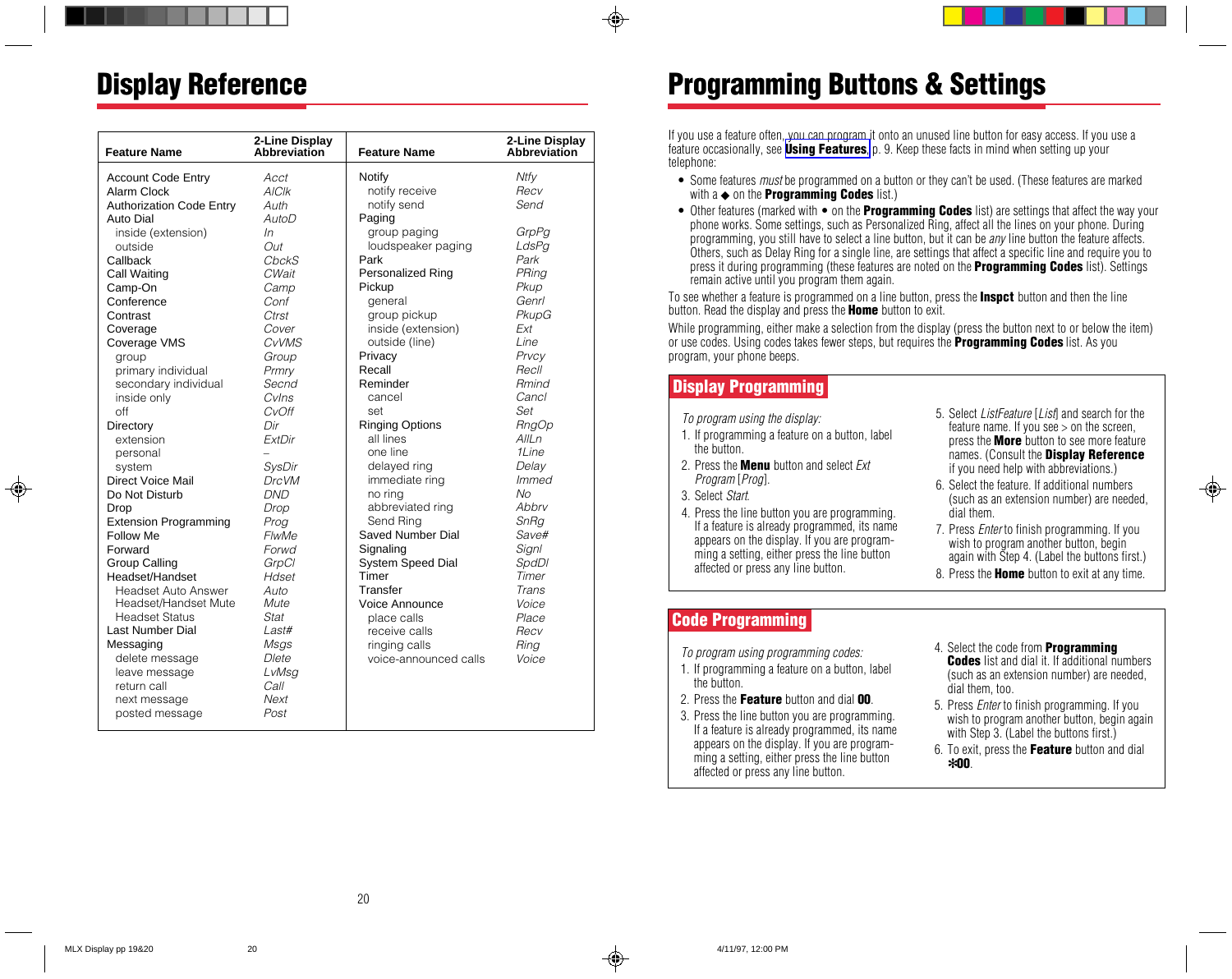# Display Reference

| Feature Name | 2-Line Display Abbreviation | Feature Name | 2-Line Display Abbreviation |
|---|---|---|---|
| Account Code Entry | *Acct* | Notify | *Ntfy* |
| Alarm Clock | *AlClk* | notify receive | *Recv* |
| Authorization Code Entry | *Auth* | notify send | *Send* |
| Auto Dial | *AutoD* | Paging | |
| inside (extension) | *In* | group paging | *GrpPg* |
| outside | *Out* | loudspeaker paging | *LdsPg* |
| Callback | *CbckS* | Park | *Park* |
| Call Waiting | *CWait* | Personalized Ring | *PRing* |
| Camp-On | *Camp* | Pickup | *Pkup* |
| Conference | *Conf* | general | *Genrl* |
| Contrast | *Ctrst* | group pickup | *PkupG* |
| Coverage | *Cover* | inside (extension) | *Ext* |
| Coverage VMS | *CvVMS* | outside (line) | *Line* |
| group | *Group* | Privacy | *Prvcy* |
| primary individual | *Prmry* | Recall | *Recll* |
| secondary individual | *Secnd* | Reminder | *Rmind* |
| inside only | *CvIns* | cancel | *Cancl* |
| off | *CvOff* | set | *Set* |
| Directory | *Dir* | Ringing Options | *RngOp* |
| extension | *ExtDir* | all lines | *AllLn* |
| personal | – | one line | *1Line* |
| system | *SysDir* | delayed ring | *Delay* |
| Direct Voice Mail | *DrcVM* | immediate ring | *Immed* |
| Do Not Disturb | *DND* | no ring | *No* |
| Drop | *Drop* | abbreviated ring | *Abbrv* |
| Extension Programming | *Prog* | Send Ring | *SnRg* |
| Follow Me | *FlwMe* | Saved Number Dial | *Save#* |
| Forward | *Forwd* | Signaling | *Signl* |
| Group Calling | *GrpCl* | System Speed Dial | *SpdDl* |
| Headset/Handset | *Hdset* | Timer | *Timer* |
| Headset Auto Answer | *Auto* | Transfer | *Trans* |
| Headset/Handset Mute | *Mute* | Voice Announce | *Voice* |
| Headset Status | *Stat* | place calls | *Place* |
| Last Number Dial | *Last#* | receive calls | *Recv* |
| Messaging | *Msgs* | ringing calls | *Ring* |
| delete message | *Dlete* | voice-announced calls | *Voice* |
| leave message | *LvMsg* | | |
| return call | *Call* | | |
| next message | *Next* | | |
| posted message | *Post* | | |

# Programming Buttons & Settings

If you use a feature often, you can program it onto an unused line button for easy access. If you use a feature occasionally, see **Using Features**, p. 9. Keep these facts in mind when setting up your telephone:

- Some features *must* be programmed on a button or they can't be used. (These features are marked with a ◆ on the **Programming Codes** list.)
- Other features (marked with • on the **Programming Codes** list) are settings that affect the way your phone works. Some settings, such as Personalized Ring, affect all the lines on your phone. During programming, you still have to select a line button, but it can be *any* line button the feature affects. Others, such as Delay Ring for a single line, are settings that affect a specific line and require you to press it during programming (these features are noted on the **Programming Codes** list). Settings remain active until you program them again.

To see whether a feature is programmed on a line button, press the **Inspct** button and then the line button. Read the display and press the **Home** button to exit.

While programming, either make a selection from the display (press the button next to or below the item) or use codes. Using codes takes fewer steps, but requires the **Programming Codes** list. As you program, your phone beeps.

## Display Programming

*To program using the display:*

1. If programming a feature on a button, label the button.
2. Press the **Menu** button and select *Ext Program* [*Prog*].
3. Select *Start*.
4. Press the line button you are programming. If a feature is already programmed, its name appears on the display. If you are programming a setting, either press the line button affected or press any line button.
5. Select *ListFeature* [*List*] and search for the feature name. If you see > on the screen, press the **More** button to see more feature names. (Consult the **Display Reference** if you need help with abbreviations.)
6. Select the feature. If additional numbers (such as an extension number) are needed, dial them.
7. Press *Enter* to finish programming. If you wish to program another button, begin again with Step 4. (Label the buttons first.)
8. Press the **Home** button to exit at any time.

## Code Programming

*To program using programming codes:*

1. If programming a feature on a button, label the button.
2. Press the **Feature** button and dial **00**.
3. Press the line button you are programming. If a feature is already programmed, its name appears on the display. If you are programming a setting, either press the line button affected or press any line button.
4. Select the code from **Programming Codes** list and dial it. If additional numbers (such as an extension number) are needed, dial them, too.
5. Press *Enter* to finish programming. If you wish to program another button, begin again with Step 3. (Label the buttons first.)
6. To exit, press the **Feature** button and dial **✻00**.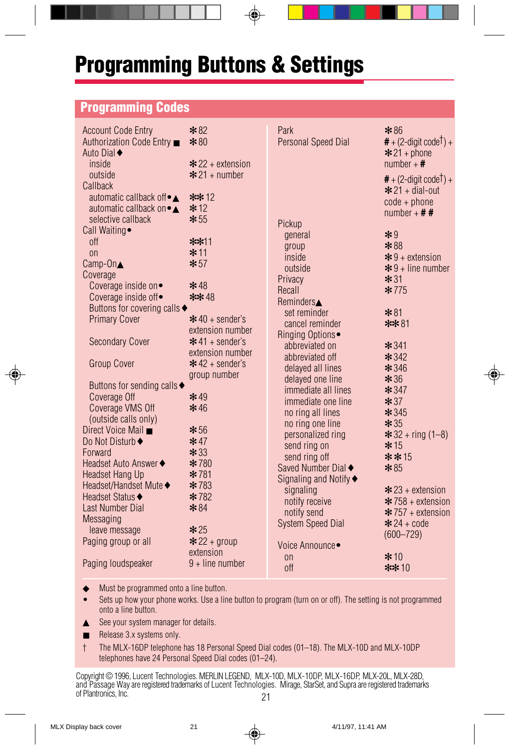# Programming Buttons & Settings

## Programming Codes

| Feature | Code |
|---|---|
| Account Code Entry | ✻82 |
| Authorization Code Entry ■ | ✻80 |
| Auto Dial ◆ | |
| inside | ✻22 + extension |
| outside | ✻21 + number |
| Callback | |
| automatic callback off •▲ | ✻✻12 |
| automatic callback on •▲ | ✻12 |
| selective callback | ✻55 |
| Call Waiting • | |
| off | ✻✻11 |
| on | ✻11 |
| Camp-On ▲ | ✻57 |
| Coverage | |
| Coverage inside on • | ✻48 |
| Coverage inside off • | ✻✻48 |
| Buttons for covering calls ◆ | |
| Primary Cover | ✻40 + sender's extension number |
| Secondary Cover | ✻41 + sender's extension number |
| Group Cover | ✻42 + sender's group number |
| Buttons for sending calls ◆ | |
| Coverage Off | ✻49 |
| Coverage VMS Off (outside calls only) | ✻46 |
| Direct Voice Mail ■ | ✻56 |
| Do Not Disturb ◆ | ✻47 |
| Forward | ✻33 |
| Headset Auto Answer ◆ | ✻780 |
| Headset Hang Up | ✻781 |
| Headset/Handset Mute ◆ | ✻783 |
| Headset Status ◆ | ✻782 |
| Last Number Dial | ✻84 |
| Messaging | |
| leave message | ✻25 |
| Paging group or all | ✻22 + group extension |
| Paging loudspeaker | 9 + line number |
| Park | ✻86 |
| Personal Speed Dial | # + (2-digit code†) + ✻21 + phone number + # |
| | # + (2-digit code†) + ✻21 + dial-out code + phone number + # # |
| Pickup | |
| general | ✻9 |
| group | ✻88 |
| inside | ✻9 + extension |
| outside | ✻9 + line number |
| Privacy | ✻31 |
| Recall | ✻775 |
| Reminders ▲ | |
| set reminder | ✻81 |
| cancel reminder | ✻✻81 |
| Ringing Options • | |
| abbreviated on | ✻341 |
| abbreviated off | ✻342 |
| delayed all lines | ✻346 |
| delayed one line | ✻36 |
| immediate all lines | ✻347 |
| immediate one line | ✻37 |
| no ring all lines | ✻345 |
| no ring one line | ✻35 |
| personalized ring | ✻32 + ring (1–8) |
| send ring on | ✻15 |
| send ring off | ✻✻15 |
| Saved Number Dial ◆ | ✻85 |
| Signaling and Notify ◆ | |
| signaling | ✻23 + extension |
| notify receive | ✻758 + extension |
| notify send | ✻757 + extension |
| System Speed Dial | ✻24 + code (600–729) |
| Voice Announce • | |
| on | ✻10 |
| off | ✻✻10 |

◆ Must be programmed onto a line button.

• Sets up how your phone works. Use a line button to program (turn on or off). The setting is not programmed onto a line button.

▲ See your system manager for details.

■ Release 3.x systems only.

† The MLX-16DP telephone has 18 Personal Speed Dial codes (01–18). The MLX-10D and MLX-10DP telephones have 24 Personal Speed Dial codes (01–24).

Copyright © 1996, Lucent Technologies. MERLIN LEGEND, MLX-10D, MLX-10DP, MLX-16DP, MLX-20L, MLX-28D, and Passage Way are registered trademarks of Lucent Technologies. Mirage, StarSet, and Supra are registered trademarks of Plantronics, Inc.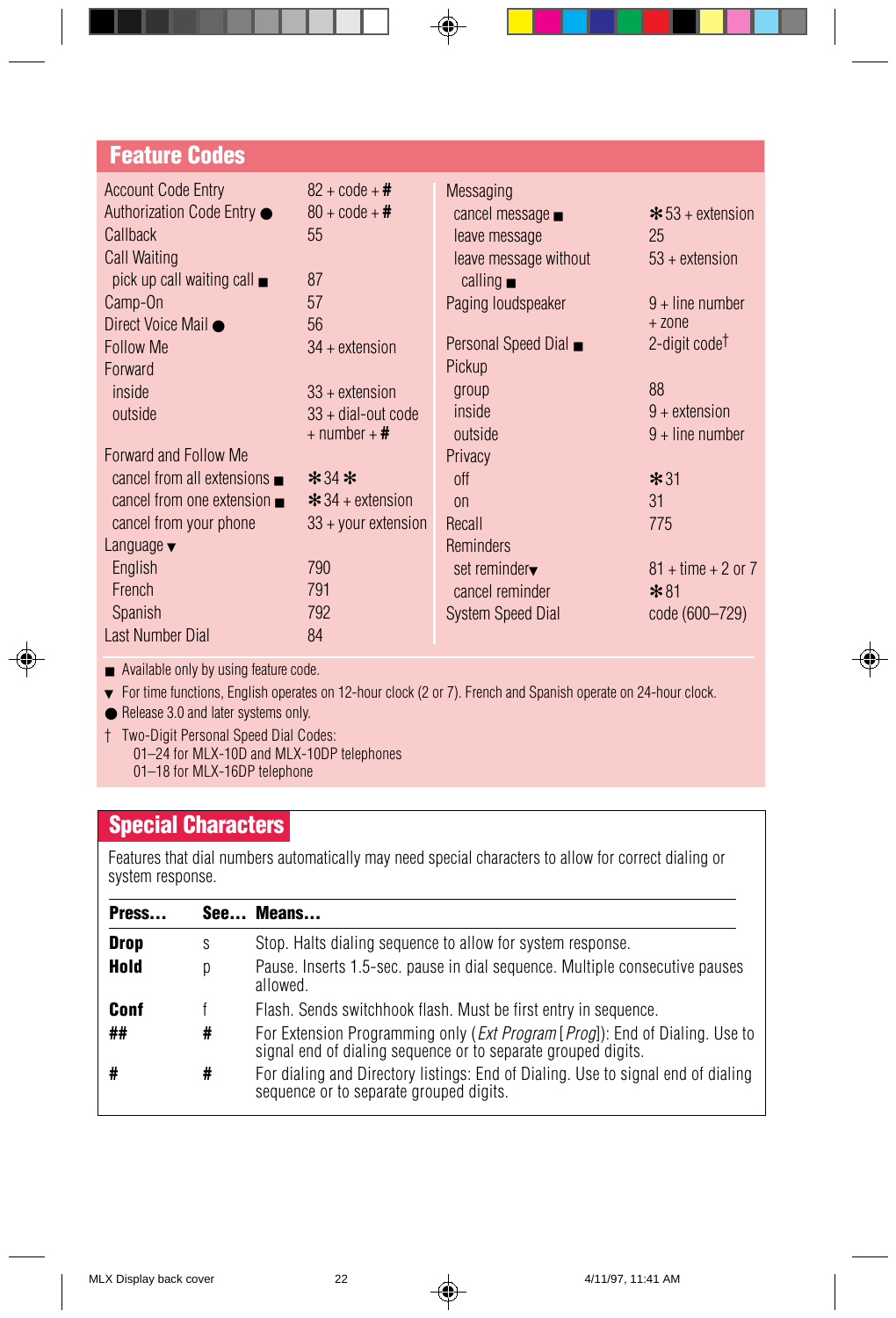## Feature Codes

| | |
|---|---|
| Account Code Entry | 82 + code + # |
| Authorization Code Entry ● | 80 + code + # |
| Callback | 55 |
| Call Waiting | |
| pick up call waiting call ■ | 87 |
| Camp-On | 57 |
| Direct Voice Mail ● | 56 |
| Follow Me | 34 + extension |
| Forward | |
| inside | 33 + extension |
| outside | 33 + dial-out code + number + # |
| Forward and Follow Me | |
| cancel from all extensions ■ | ✻34 ✻ |
| cancel from one extension ■ | ✻34 + extension |
| cancel from your phone | 33 + your extension |
| Language ▼ | |
| English | 790 |
| French | 791 |
| Spanish | 792 |
| Last Number Dial | 84 |
| Messaging | |
| cancel message ■ | ✻53 + extension |
| leave message | 25 |
| leave message without calling ■ | 53 + extension |
| Paging loudspeaker | 9 + line number + zone |
| Personal Speed Dial ■ | 2-digit code† |
| Pickup | |
| group | 88 |
| inside | 9 + extension |
| outside | 9 + line number |
| Privacy | |
| off | ✻31 |
| on | 31 |
| Recall | 775 |
| Reminders | |
| set reminder ▼ | 81 + time + 2 or 7 |
| cancel reminder | ✻81 |
| System Speed Dial | code (600–729) |

■ Available only by using feature code.

▼ For time functions, English operates on 12-hour clock (2 or 7). French and Spanish operate on 24-hour clock.

● Release 3.0 and later systems only.

† Two-Digit Personal Speed Dial Codes:
01–24 for MLX-10D and MLX-10DP telephones
01–18 for MLX-16DP telephone

## Special Characters

Features that dial numbers automatically may need special characters to allow for correct dialing or system response.

| Press... | See... | Means... |
|---|---|---|
| **Drop** | s | Stop. Halts dialing sequence to allow for system response. |
| **Hold** | p | Pause. Inserts 1.5-sec. pause in dial sequence. Multiple consecutive pauses allowed. |
| **Conf** | f | Flash. Sends switchhook flash. Must be first entry in sequence. |
| **##** | **#** | For Extension Programming only (*Ext Program* [*Prog*]): End of Dialing. Use to signal end of dialing sequence or to separate grouped digits. |
| **#** | **#** | For dialing and Directory listings: End of Dialing. Use to signal end of dialing sequence or to separate grouped digits. |